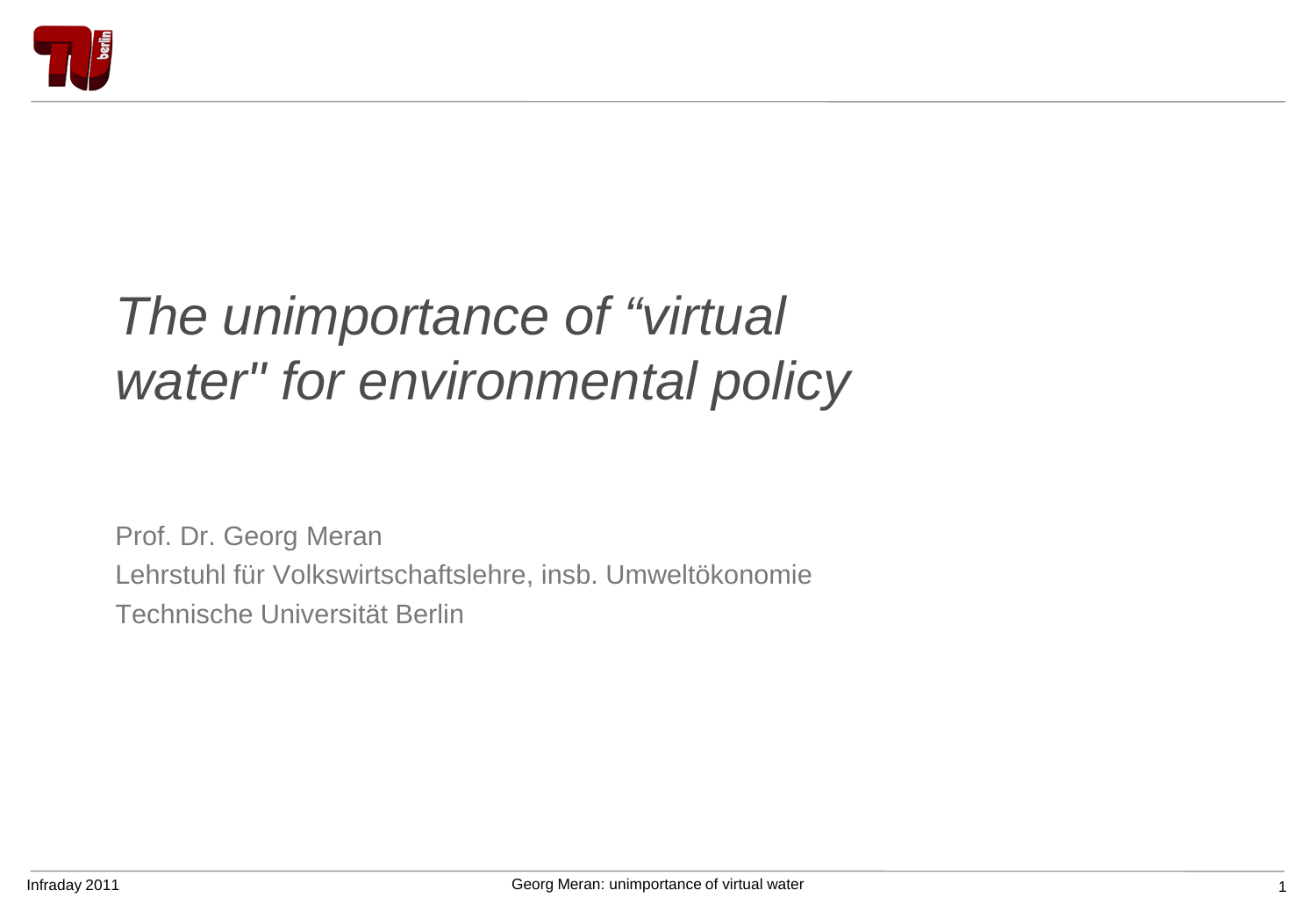# *The unimportance of "virtual water" for environmental policy*

Prof. Dr. Georg Meran

Lehrstuhl für Volkswirtschaftslehre, insb. Umweltökonomie

Technische Universität Berlin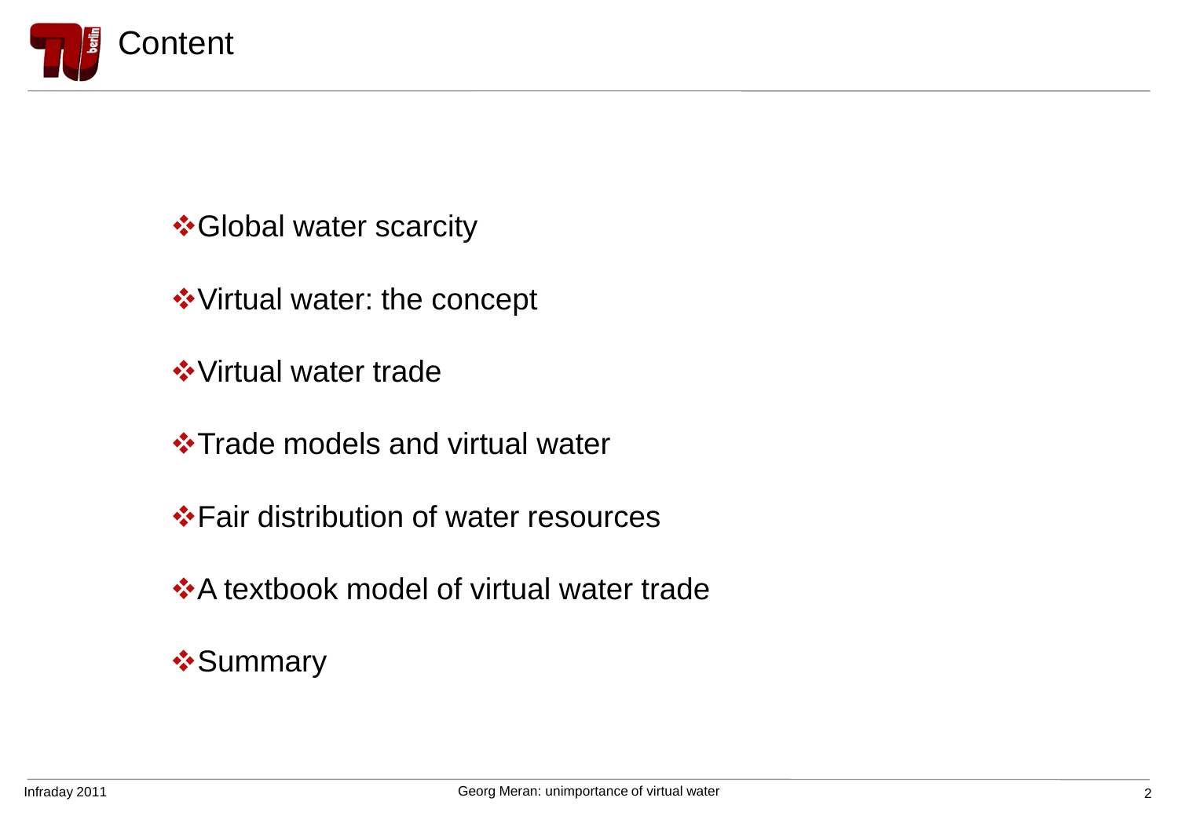# Content

- Global water scarcity
- Virtual water: the concept
- Virtual water trade
- Trade models and virtual water
- Fair distribution of water resources
- A textbook model of virtual water trade
- Summary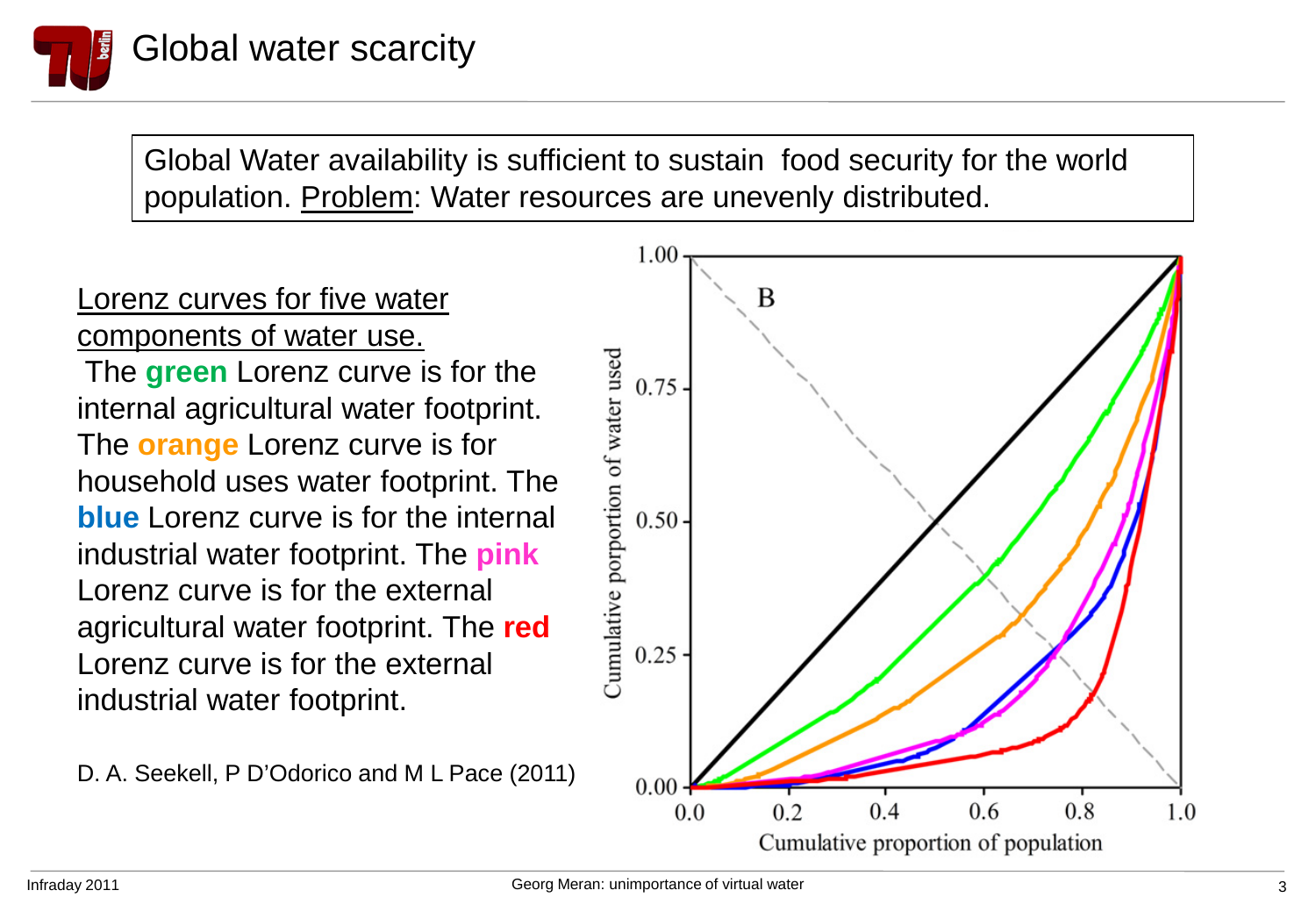# Global water scarcity

Global Water availability is sufficient to sustain food security for the world population. Problem: Water resources are unevenly distributed.

Lorenz curves for five water components of water use.

The **green** Lorenz curve is for the internal agricultural water footprint. The **orange** Lorenz curve is for household uses water footprint. The **blue** Lorenz curve is for the internal industrial water footprint. The **pink** Lorenz curve is for the external agricultural water footprint. The **red** Lorenz curve is for the external industrial water footprint.

D. A. Seekell, P D'Odorico and M L Pace (2011)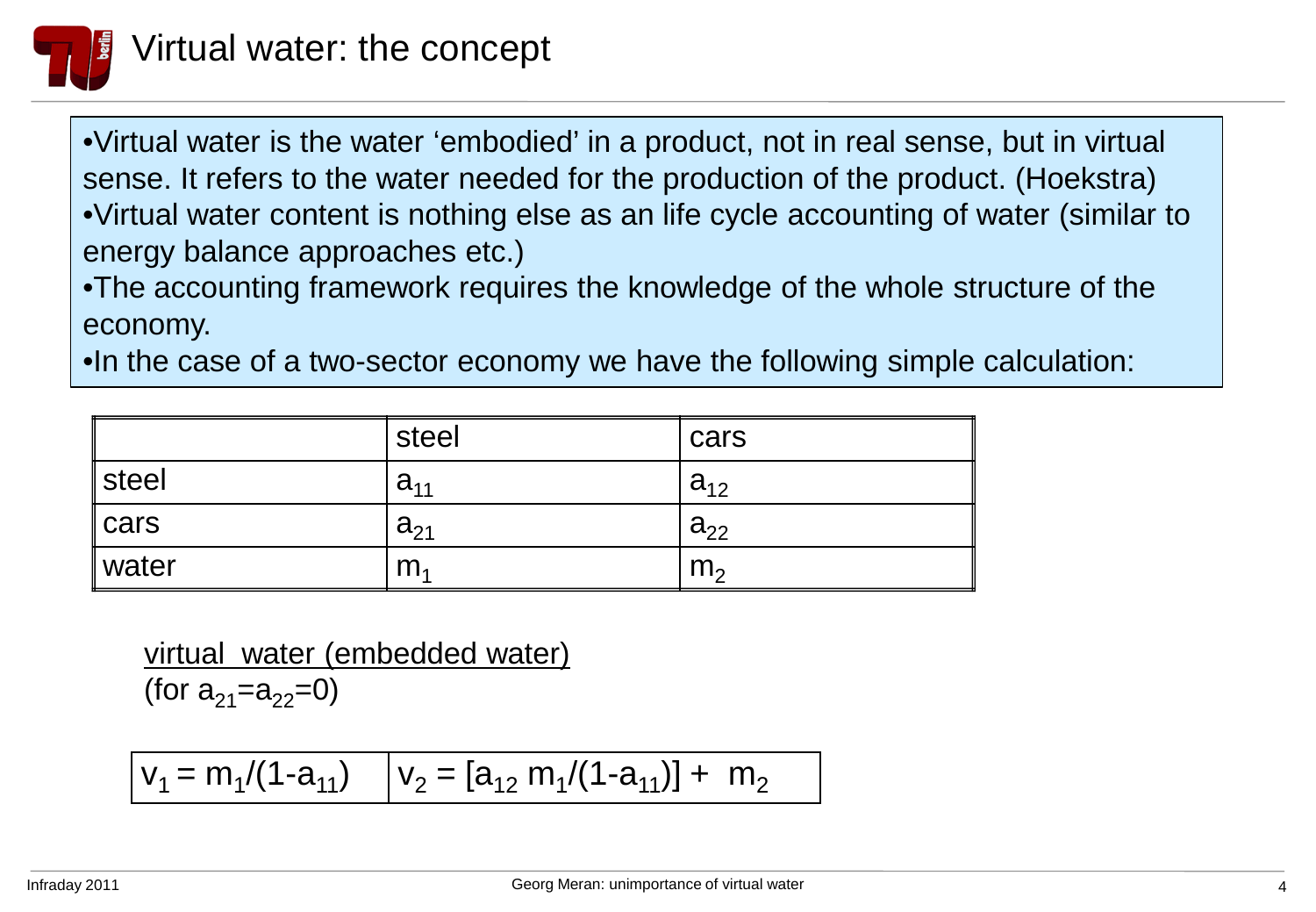# Virtual water: the concept

- Virtual water is the water 'embodied' in a product, not in real sense, but in virtual sense. It refers to the water needed for the production of the product. (Hoekstra)
- Virtual water content is nothing else as an life cycle accounting of water (similar to energy balance approaches etc.)
- The accounting framework requires the knowledge of the whole structure of the economy.
- In the case of a two-sector economy we have the following simple calculation:

| | steel | cars |
|---|---|---|
| steel | $a_{11}$ | $a_{12}$ |
| cars | $a_{21}$ | $a_{22}$ |
| water | $m_1$ | $m_2$ |

<u>virtual water (embedded water)</u>
(for $a_{21}=a_{22}=0$)

| | |
|---|---|
| $v_1 = m_1/(1-a_{11})$ | $v_2 = [a_{12}\, m_1/(1-a_{11})] + m_2$ |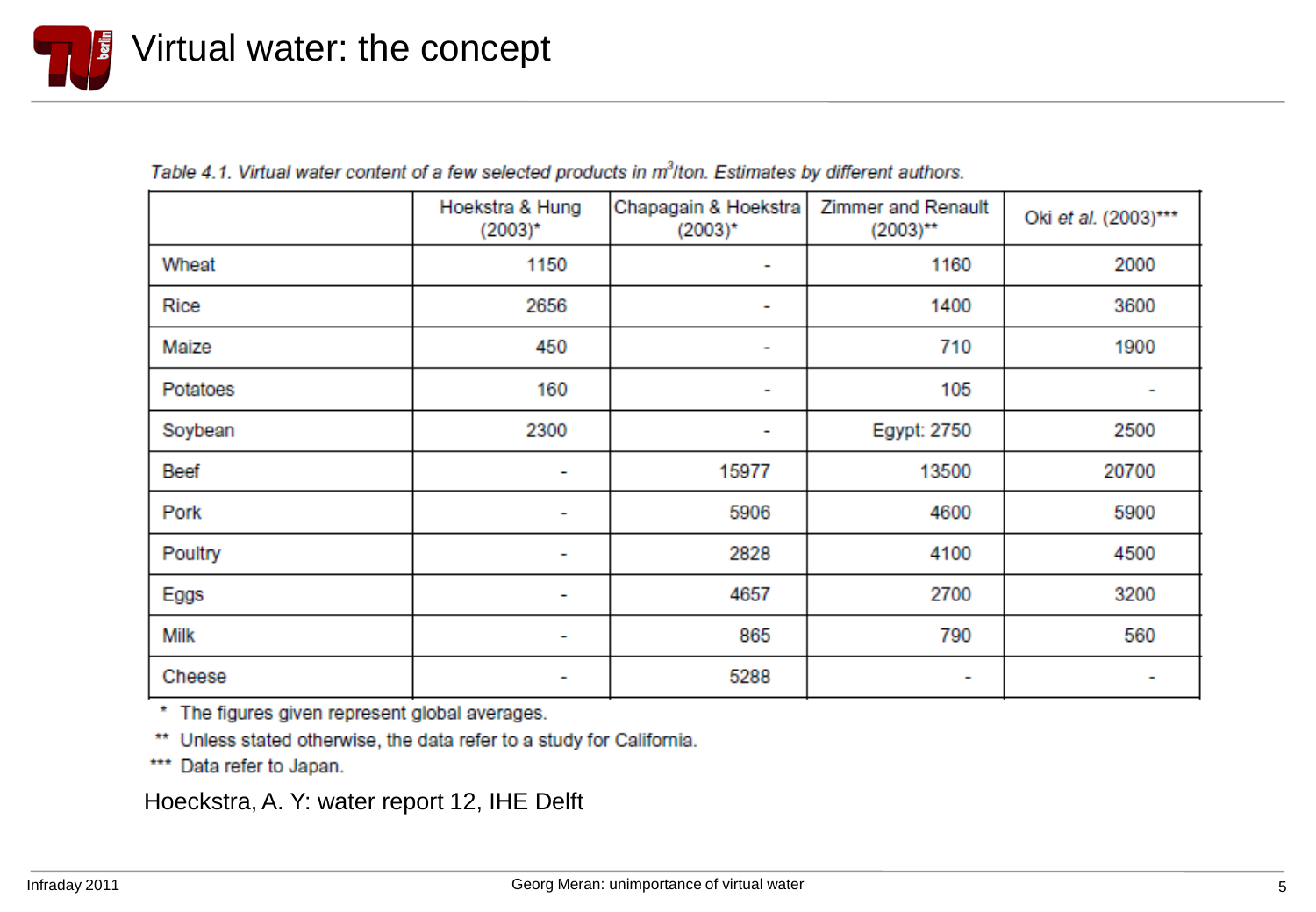# Virtual water: the concept

*Table 4.1. Virtual water content of a few selected products in $m^3$/ton. Estimates by different authors.*

| | Hoekstra & Hung (2003)* | Chapagain & Hoekstra (2003)* | Zimmer and Renault (2003)** | Oki *et al.* (2003)*** |
|---|---|---|---|---|
| Wheat | 1150 | - | 1160 | 2000 |
| Rice | 2656 | - | 1400 | 3600 |
| Maize | 450 | - | 710 | 1900 |
| Potatoes | 160 | - | 105 | - |
| Soybean | 2300 | - | Egypt: 2750 | 2500 |
| Beef | - | 15977 | 13500 | 20700 |
| Pork | - | 5906 | 4600 | 5900 |
| Poultry | - | 2828 | 4100 | 4500 |
| Eggs | - | 4657 | 2700 | 3200 |
| Milk | - | 865 | 790 | 560 |
| Cheese | - | 5288 | - | - |

\* The figures given represent global averages.

\*\* Unless stated otherwise, the data refer to a study for California.

\*\*\* Data refer to Japan.

Hoeckstra, A. Y: water report 12, IHE Delft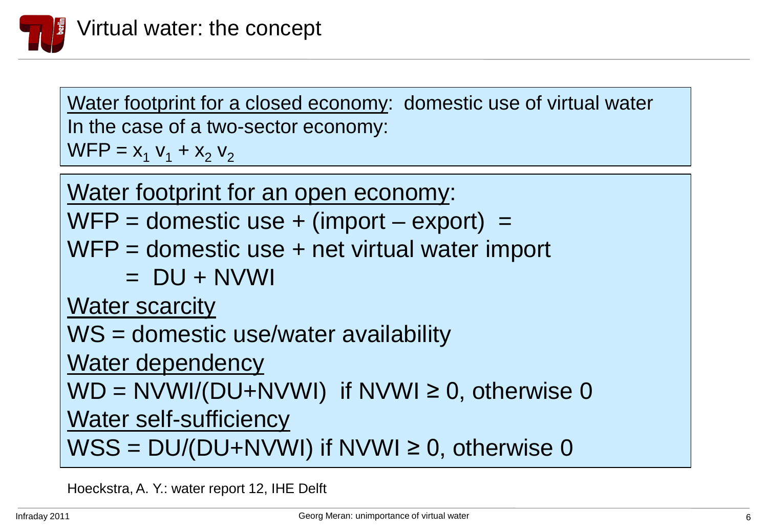# Virtual water: the concept

<u>Water footprint for a closed economy</u>: domestic use of virtual water
In the case of a two-sector economy:
$WFP = x_1 v_1 + x_2 v_2$

<u>Water footprint for an open economy</u>:
WFP = domestic use + (import – export) =
WFP = domestic use + net virtual water import
= DU + NVWI

<u>Water scarcity</u>
WS = domestic use/water availability

<u>Water dependency</u>
WD = NVWI/(DU+NVWI) if NVWI ≥ 0, otherwise 0

<u>Water self-sufficiency</u>
WSS = DU/(DU+NVWI) if NVWI ≥ 0, otherwise 0

Hoeckstra, A. Y.: water report 12, IHE Delft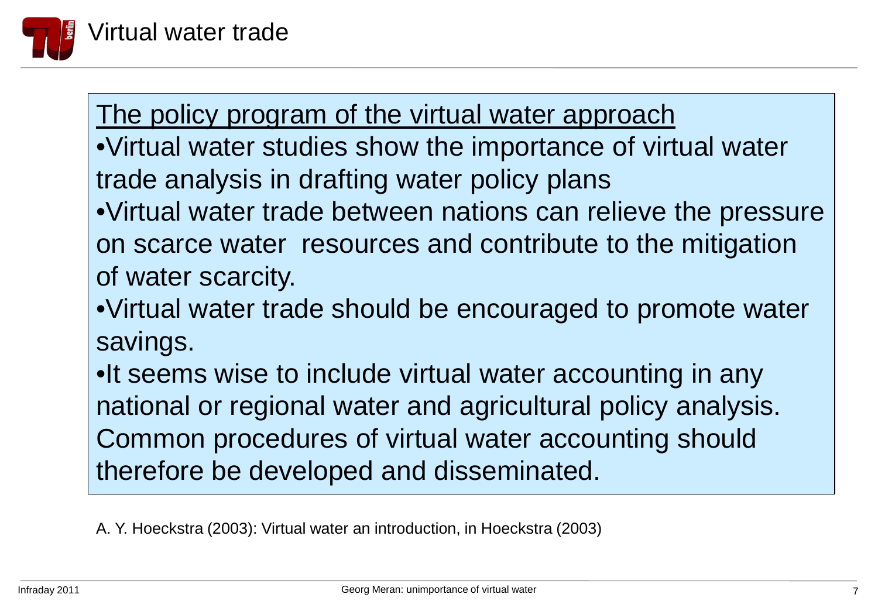# Virtual water trade

<u>The policy program of the virtual water approach</u>

- Virtual water studies show the importance of virtual water trade analysis in drafting water policy plans
- Virtual water trade between nations can relieve the pressure on scarce water resources and contribute to the mitigation of water scarcity.
- Virtual water trade should be encouraged to promote water savings.
- It seems wise to include virtual water accounting in any national or regional water and agricultural policy analysis. Common procedures of virtual water accounting should therefore be developed and disseminated.

A. Y. Hoeckstra (2003): Virtual water an introduction, in Hoeckstra (2003)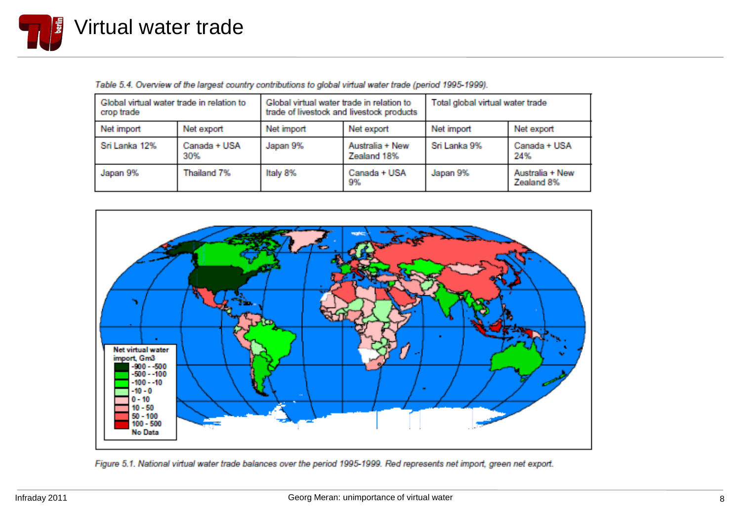# Virtual water trade

*Table 5.4. Overview of the largest country contributions to global virtual water trade (period 1995-1999).*

| Global virtual water trade in relation to crop trade | | Global virtual water trade in relation to trade of livestock and livestock products | | Total global virtual water trade | |
|---|---|---|---|---|---|
| Net import | Net export | Net import | Net export | Net import | Net export |
| Sri Lanka 12% | Canada + USA 30% | Japan 9% | Australia + New Zealand 18% | Sri Lanka 9% | Canada + USA 24% |
| Japan 9% | Thailand 7% | Italy 8% | Canada + USA 9% | Japan 9% | Australia + New Zealand 8% |

*Figure 5.1. National virtual water trade balances over the period 1995-1999. Red represents net import, green net export.*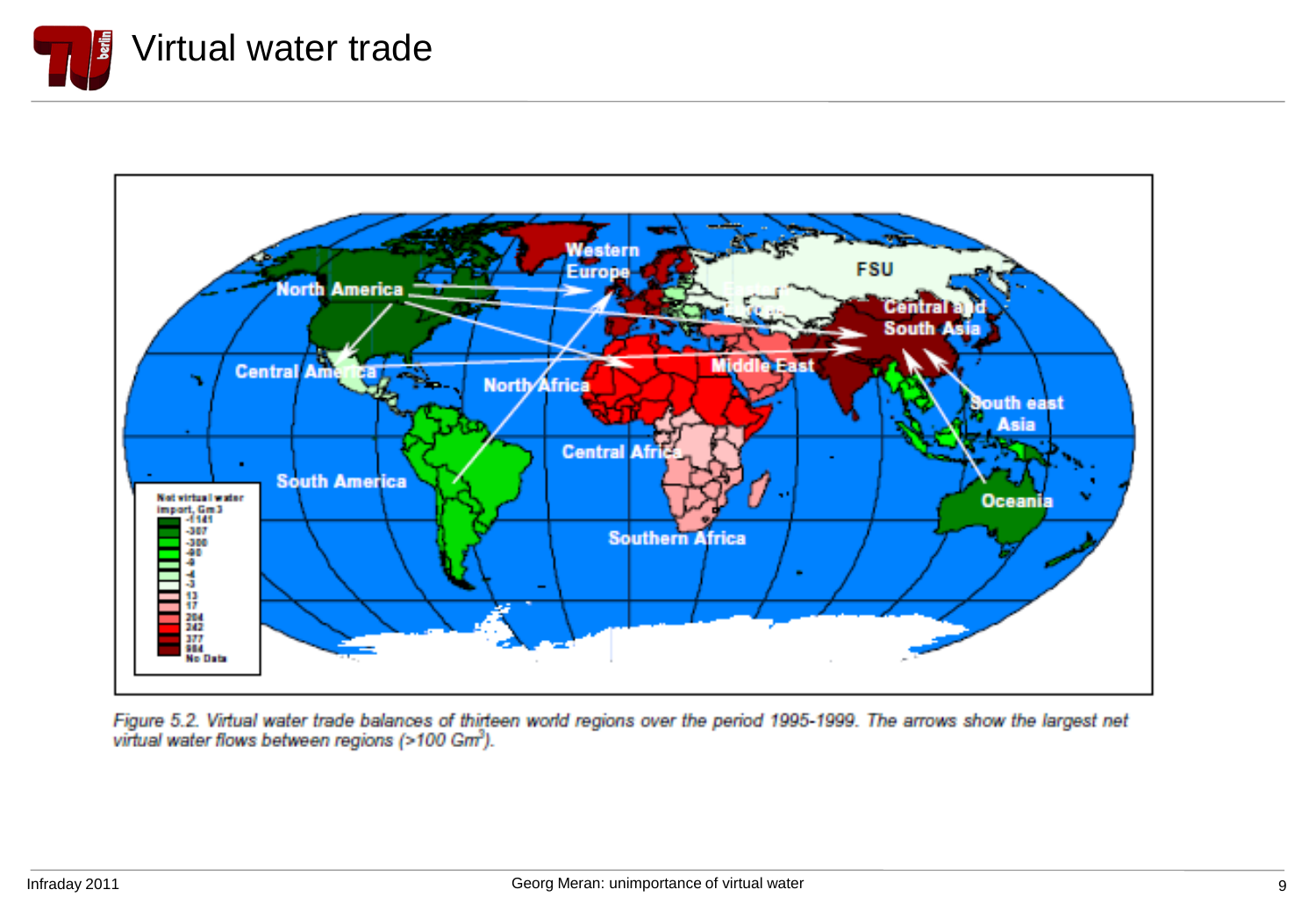# Virtual water trade

*Figure 5.2. Virtual water trade balances of thirteen world regions over the period 1995-1999. The arrows show the largest net virtual water flows between regions (>100 Gm$^3$).*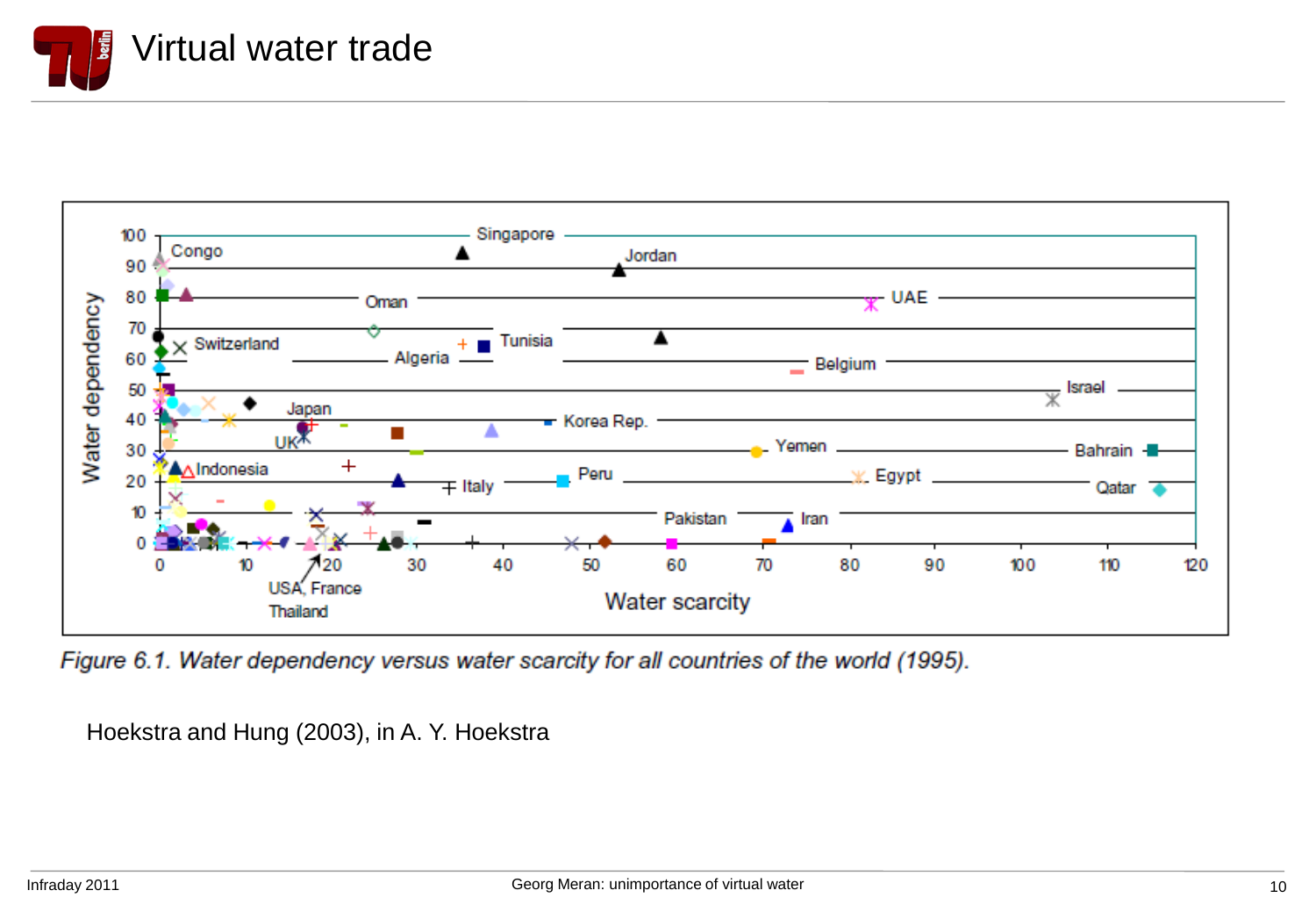# Virtual water trade

*Figure 6.1. Water dependency versus water scarcity for all countries of the world (1995).*

Hoekstra and Hung (2003), in A. Y. Hoekstra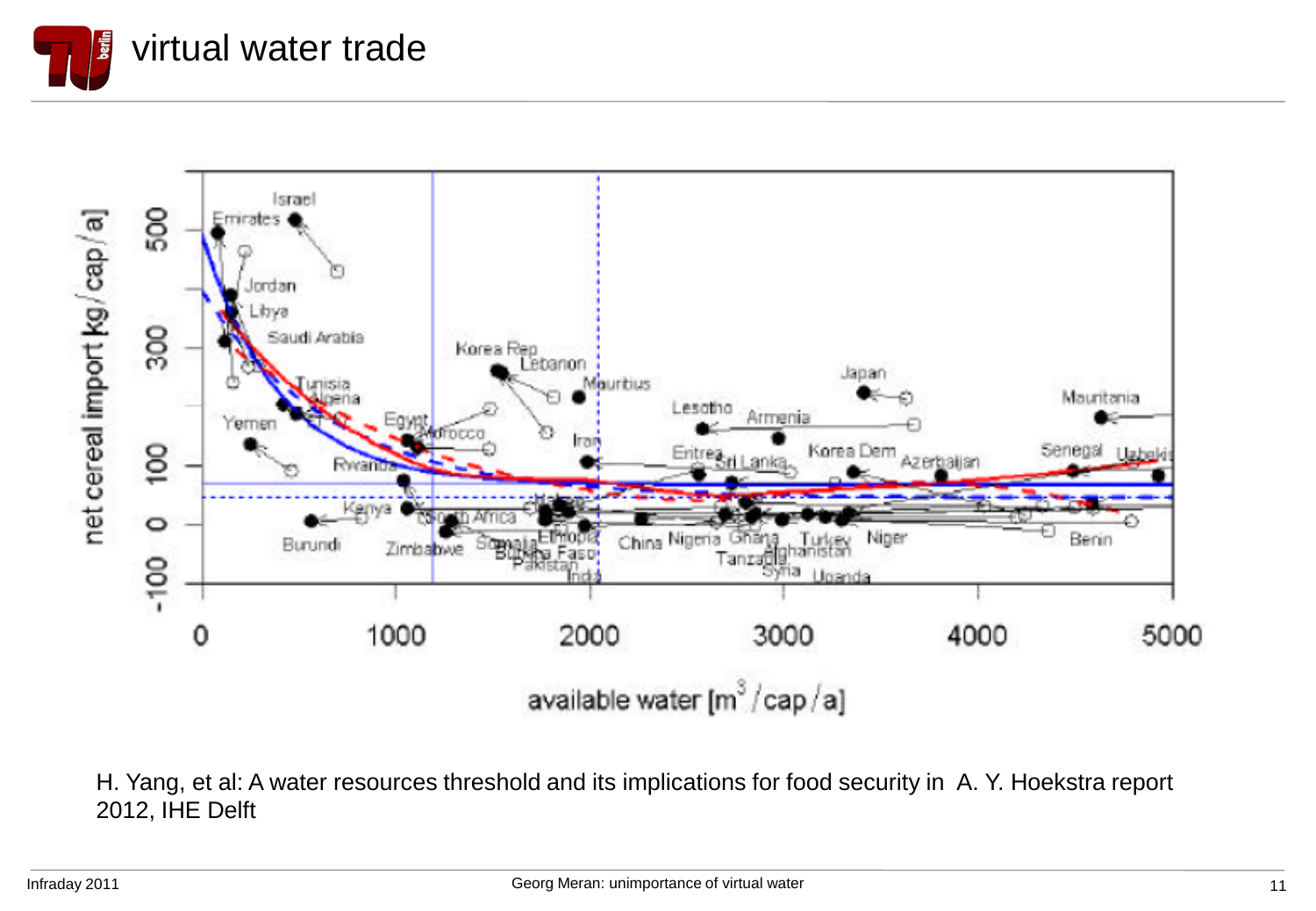# virtual water trade

H. Yang, et al: A water resources threshold and its implications for food security in A. Y. Hoekstra report 2012, IHE Delft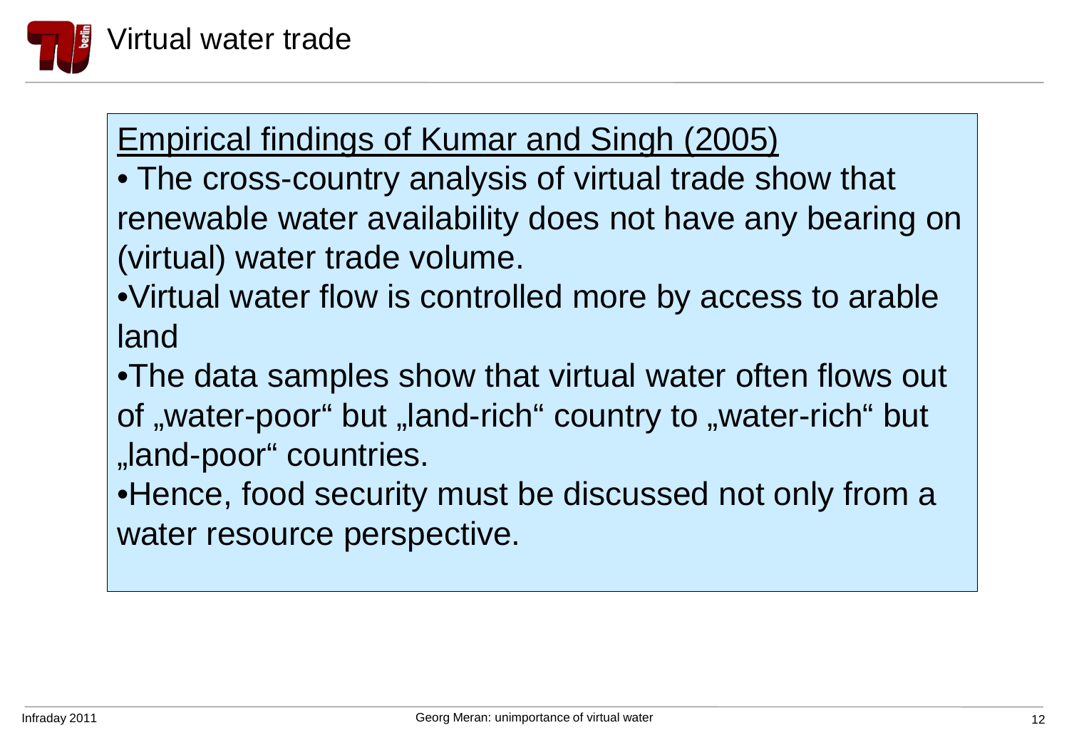# Virtual water trade

Empirical findings of Kumar and Singh (2005)

- The cross-country analysis of virtual trade show that renewable water availability does not have any bearing on (virtual) water trade volume.
- Virtual water flow is controlled more by access to arable land
- The data samples show that virtual water often flows out of „water-poor" but „land-rich" country to „water-rich" but „land-poor" countries.
- Hence, food security must be discussed not only from a water resource perspective.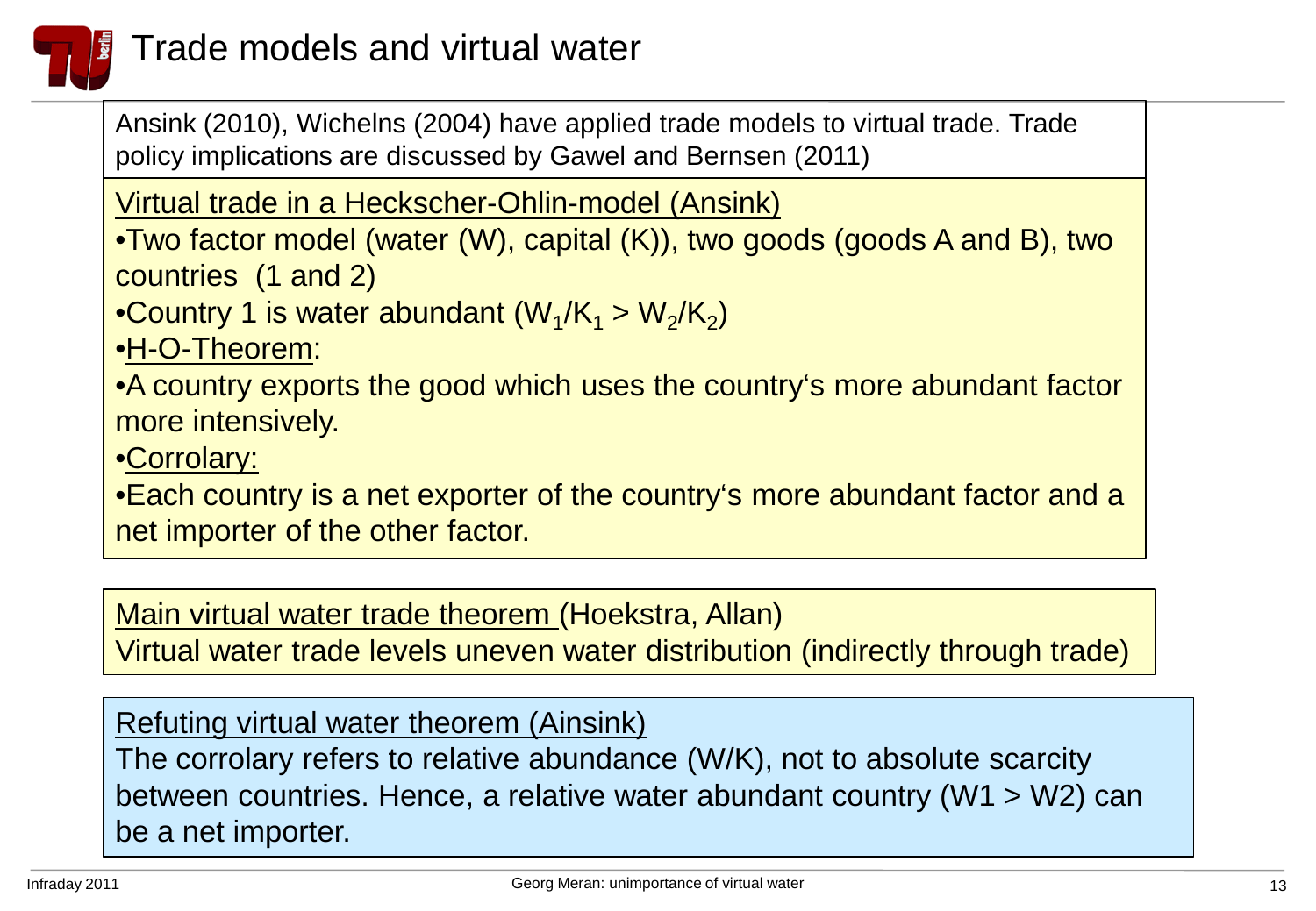# Trade models and virtual water

Ansink (2010), Wichelns (2004) have applied trade models to virtual trade. Trade policy implications are discussed by Gawel and Bernsen (2011)

Virtual trade in a Heckscher-Ohlin-model (Ansink)

- Two factor model (water (W), capital (K)), two goods (goods A and B), two countries (1 and 2)
- Country 1 is water abundant ($W_1/K_1 > W_2/K_2$)
- H-O-Theorem:
- A country exports the good which uses the country's more abundant factor more intensively.
- Corrolary:
- Each country is a net exporter of the country's more abundant factor and a net importer of the other factor.

Main virtual water trade theorem (Hoekstra, Allan)

Virtual water trade levels uneven water distribution (indirectly through trade)

Refuting virtual water theorem (Ainsink)

The corrolary refers to relative abundance (W/K), not to absolute scarcity between countries. Hence, a relative water abundant country (W1 > W2) can be a net importer.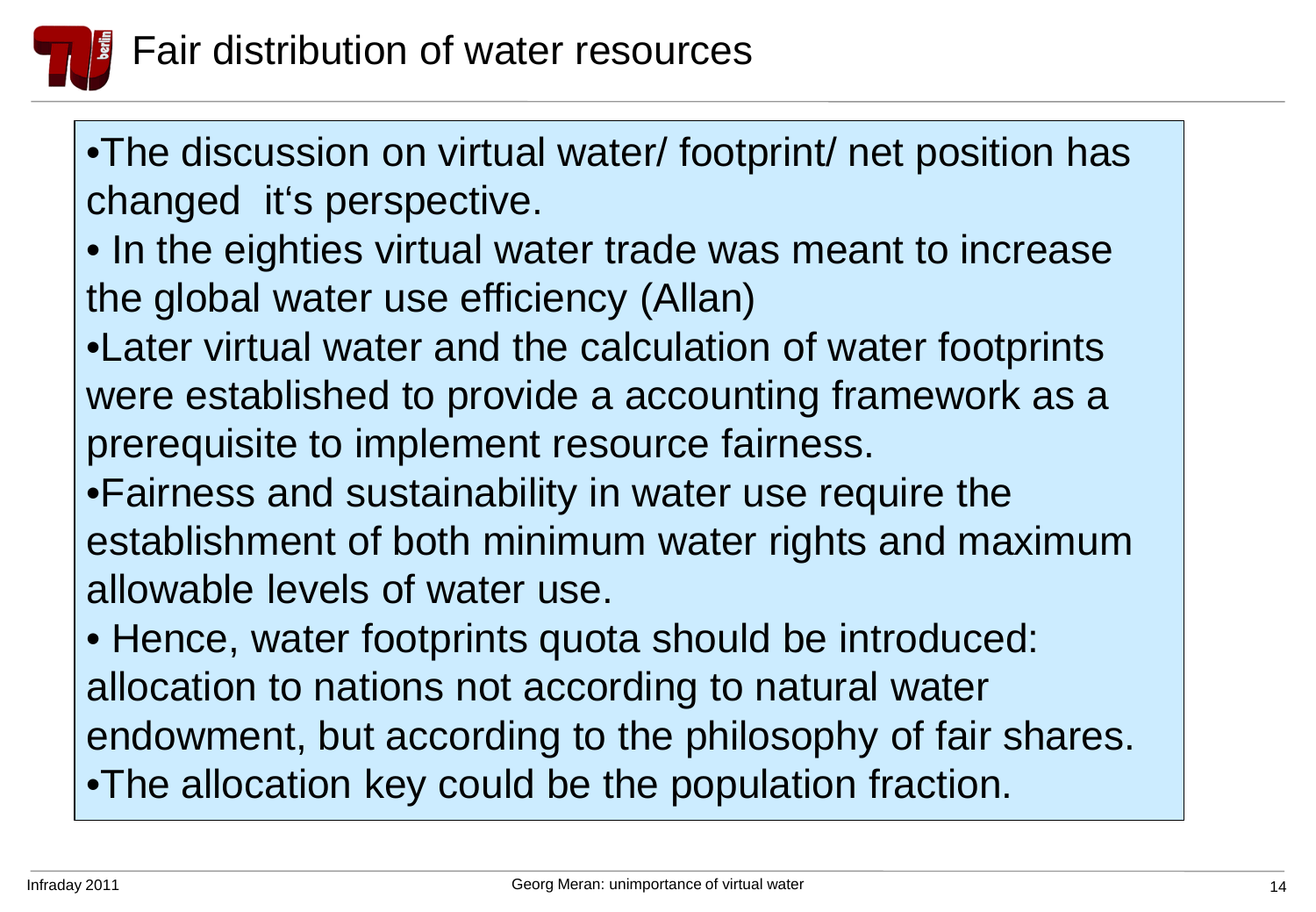# Fair distribution of water resources

- The discussion on virtual water/ footprint/ net position has changed it‘s perspective.
- In the eighties virtual water trade was meant to increase the global water use efficiency (Allan)
- Later virtual water and the calculation of water footprints were established to provide a accounting framework as a prerequisite to implement resource fairness.
- Fairness and sustainability in water use require the establishment of both minimum water rights and maximum allowable levels of water use.
- Hence, water footprints quota should be introduced: allocation to nations not according to natural water endowment, but according to the philosophy of fair shares.
- The allocation key could be the population fraction.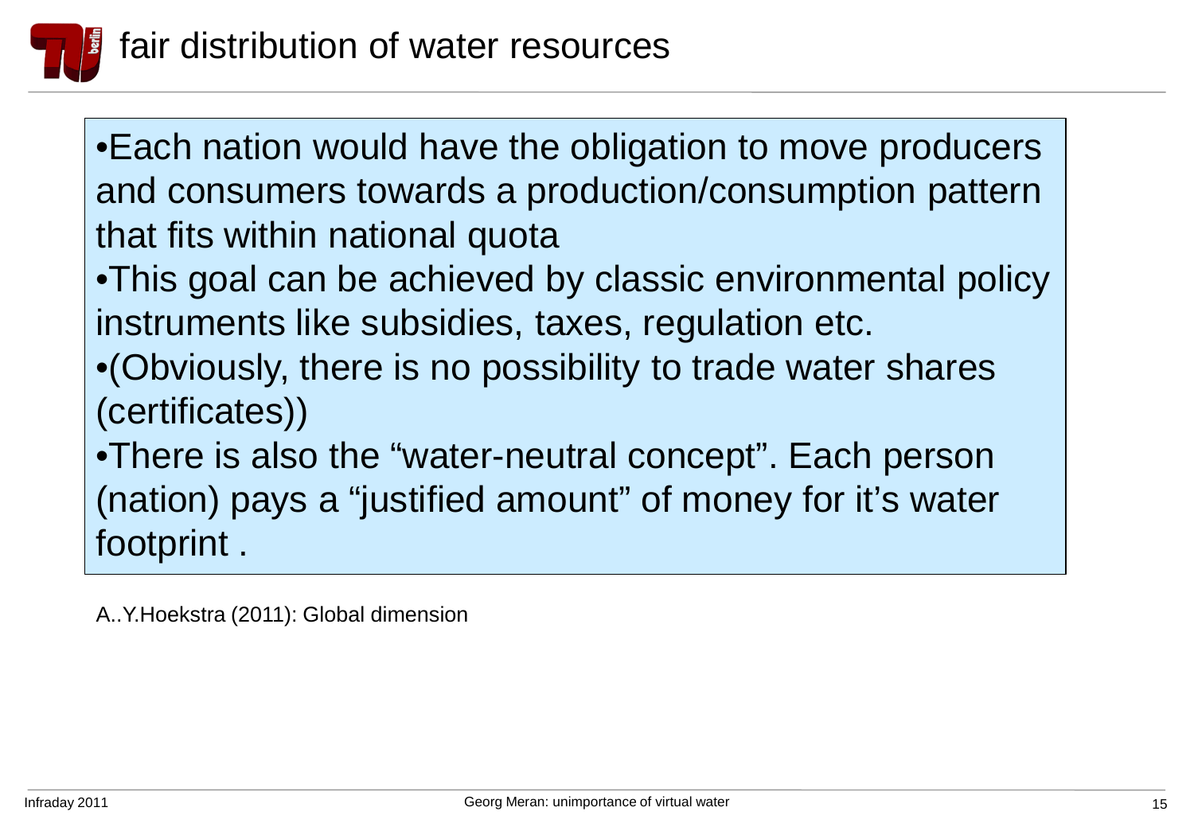# fair distribution of water resources

- Each nation would have the obligation to move producers and consumers towards a production/consumption pattern that fits within national quota
- This goal can be achieved by classic environmental policy instruments like subsidies, taxes, regulation etc.
- (Obviously, there is no possibility to trade water shares (certificates))
- There is also the "water-neutral concept". Each person (nation) pays a "justified amount" of money for it's water footprint .

A..Y.Hoekstra (2011): Global dimension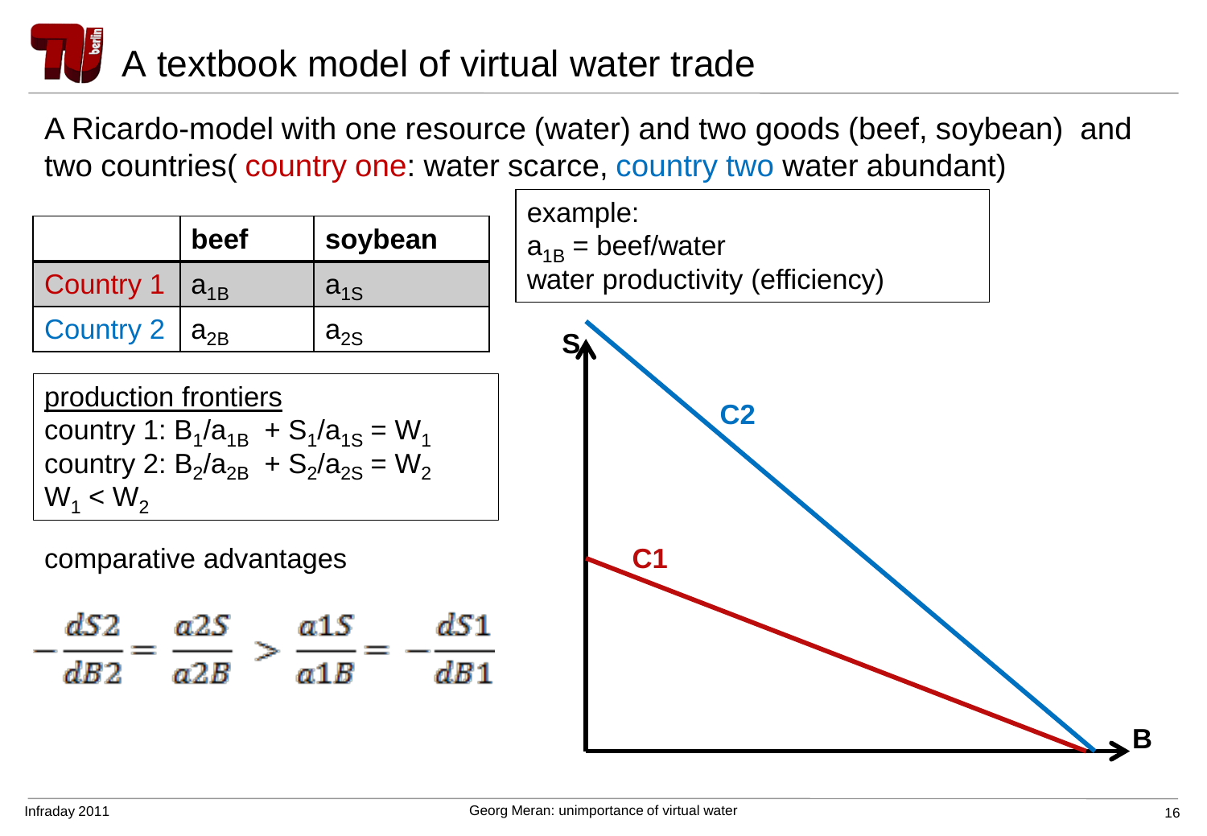# A textbook model of virtual water trade

A Ricardo-model with one resource (water) and two goods (beef, soybean) and two countries( country one: water scarce, country two water abundant)

| | beef | soybean |
|---|---|---|
| Country 1 | $a_{1B}$ | $a_{1S}$ |
| Country 2 | $a_{2B}$ | $a_{2S}$ |

example:
$a_{1B}$ = beef/water
water productivity (efficiency)

production frontiers
country 1: $B_1/a_{1B} + S_1/a_{1S} = W_1$
country 2: $B_2/a_{2B} + S_2/a_{2S} = W_2$
$W_1 < W_2$

comparative advantages

$$-\frac{dS2}{dB2} = \frac{a2S}{a2B} > \frac{a1S}{a1B} = -\frac{dS1}{dB1}$$

S

C2

C1

B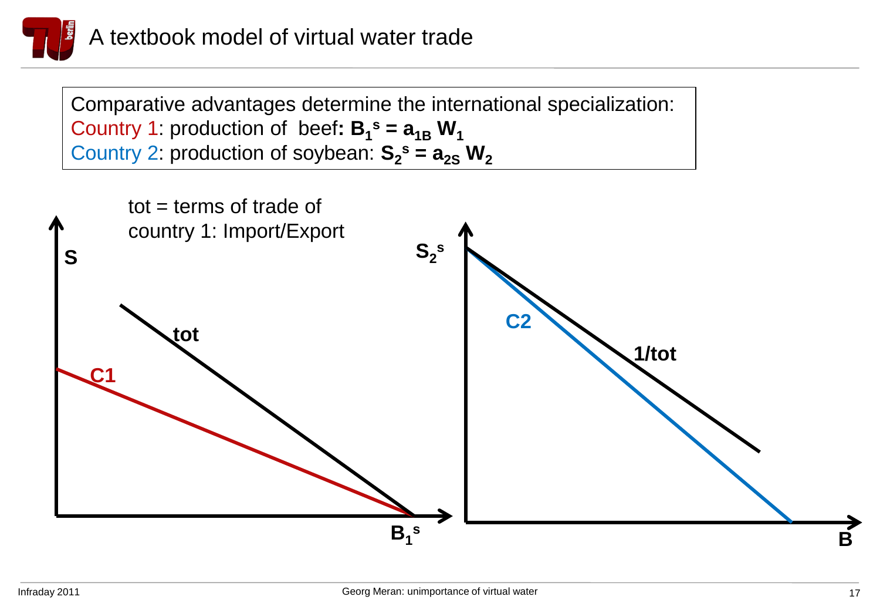# A textbook model of virtual water trade

Comparative advantages determine the international specialization:
Country 1: production of beef: $B_1^s = a_{1B} W_1$
Country 2: production of soybean: $S_2^s = a_{2S} W_2$

tot = terms of trade of country 1: Import/Export

S

tot

C1

$B_1^s$

$S_2^s$

C2

1/tot

B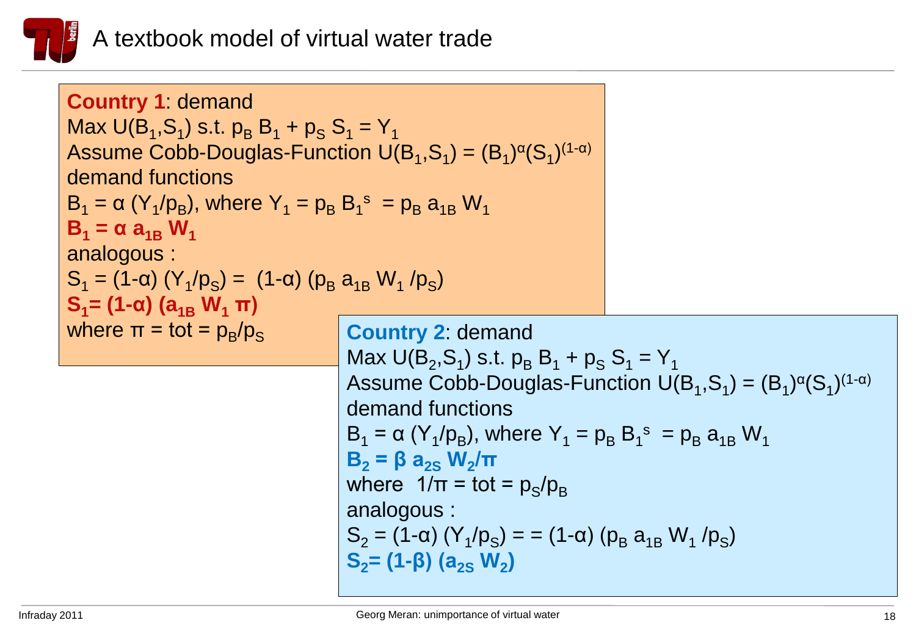# A textbook model of virtual water trade

**Country 1**: demand

Max $U(B_1,S_1)$ s.t. $p_B B_1 + p_S S_1 = Y_1$

Assume Cobb-Douglas-Function $U(B_1,S_1) = (B_1)^{\alpha}(S_1)^{(1-\alpha)}$

demand functions

$B_1 = \alpha\,(Y_1/p_B)$, where $Y_1 = p_B B_1^s = p_B a_{1B} W_1$

$$\mathbf{B_1 = \alpha\, a_{1B}\, W_1}$$

analogous :

$S_1 = (1-\alpha)\,(Y_1/p_S) = (1-\alpha)\,(p_B a_{1B} W_1 / p_S)$

$$\mathbf{S_1 = (1-\alpha)\,(a_{1B}\, W_1\, \pi)}$$

where $\pi$ = tot = $p_B/p_S$

**Country 2**: demand

Max $U(B_2,S_1)$ s.t. $p_B B_1 + p_S S_1 = Y_1$

Assume Cobb-Douglas-Function $U(B_1,S_1) = (B_1)^{\alpha}(S_1)^{(1-\alpha)}$

demand functions

$B_1 = \alpha\,(Y_1/p_B)$, where $Y_1 = p_B B_1^s = p_B a_{1B} W_1$

$$\mathbf{B_2 = \beta\, a_{2S}\, W_2/\pi}$$

where $1/\pi$ = tot = $p_S/p_B$

analogous :

$S_2 = (1-\alpha)\,(Y_1/p_S) = = (1-\alpha)\,(p_B a_{1B} W_1 / p_S)$

$$\mathbf{S_2 = (1-\beta)\,(a_{2S}\, W_2)}$$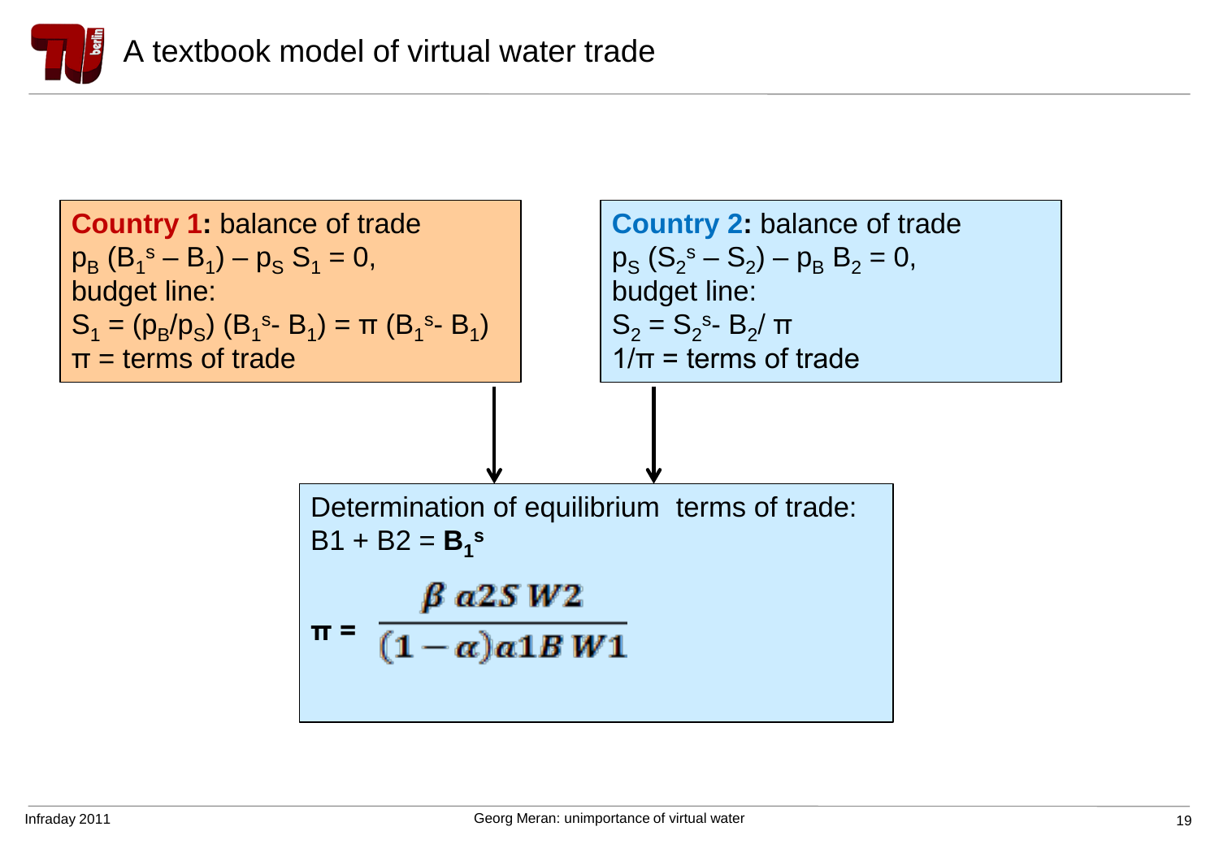# A textbook model of virtual water trade

**Country 1:** balance of trade

$p_B\,(B_1^s - B_1) - p_S\,S_1 = 0,$

budget line:

$S_1 = (p_B/p_S)\,(B_1^s - B_1) = \pi\,(B_1^s - B_1)$

$\pi$ = terms of trade

**Country 2:** balance of trade

$p_S\,(S_2^s - S_2) - p_B\,B_2 = 0,$

budget line:

$S_2 = S_2^s - B_2/\pi$

$1/\pi$ = terms of trade

Determination of equilibrium terms of trade:

$B1 + B2 = \mathbf{B_1^s}$

$$\pi = \frac{\beta\, a2S\, W2}{(1-\alpha)\, a1B\, W1}$$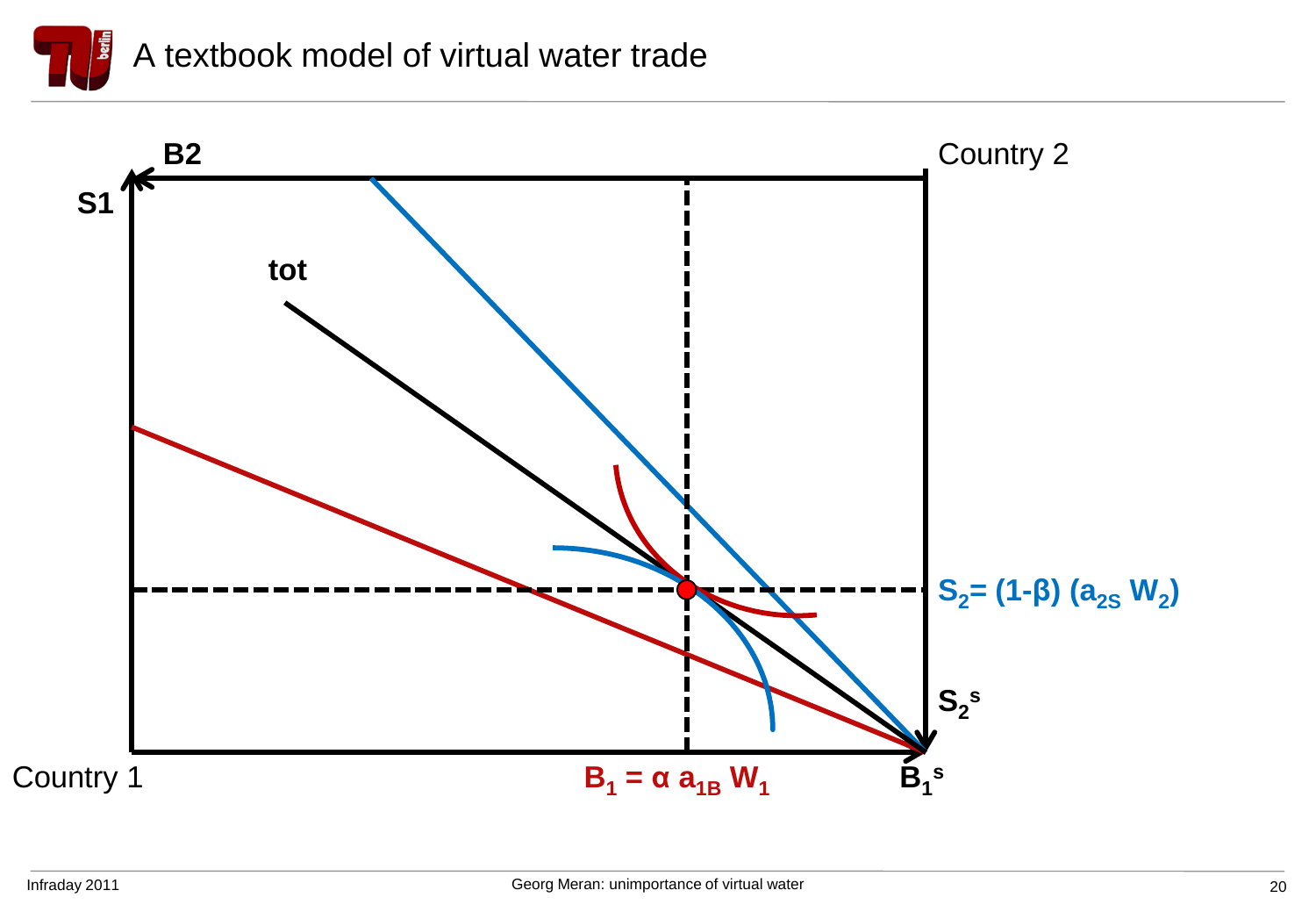# A textbook model of virtual water trade

B2

S1

Country 2

tot

$S_2 = (1-\beta)(a_{2S} W_2)$

$S_2^s$

Country 1

$B_1 = \alpha\, a_{1B} W_1$

$B_1^s$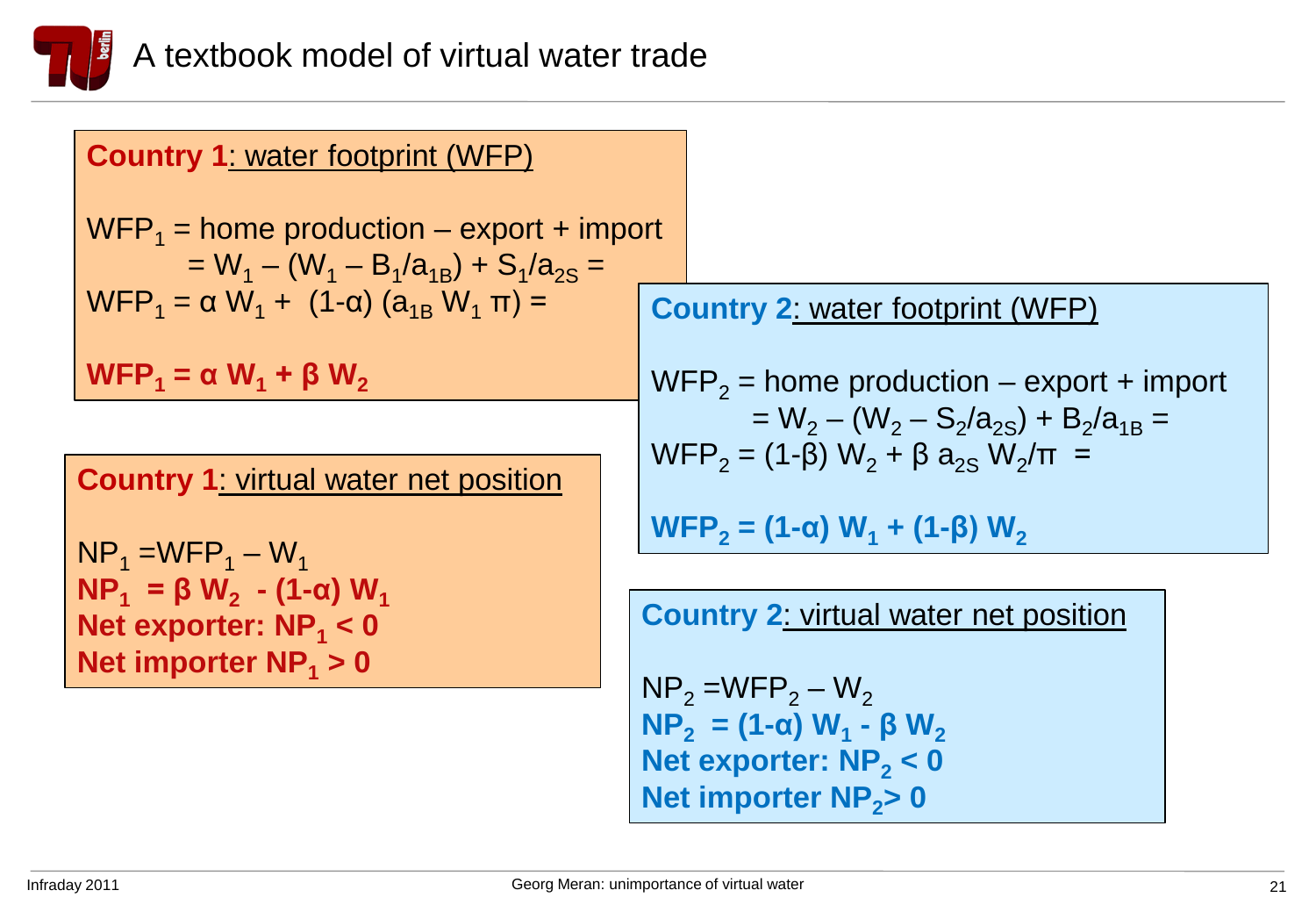# A textbook model of virtual water trade

**Country 1**: water footprint (WFP)

$$WFP_1 = \text{home production} - \text{export} + \text{import}$$
$$= W_1 - (W_1 - B_1/a_{1B}) + S_1/a_{2S} =$$
$$WFP_1 = \alpha\, W_1 + (1\text{-}\alpha)\,(a_{1B}\, W_1\, \pi) =$$

$$\mathbf{WFP_1 = \alpha\, W_1 + \beta\, W_2}$$

**Country 2**: water footprint (WFP)

$$WFP_2 = \text{home production} - \text{export} + \text{import}$$
$$= W_2 - (W_2 - S_2/a_{2S}) + B_2/a_{1B} =$$
$$WFP_2 = (1\text{-}\beta)\, W_2 + \beta\, a_{2S}\, W_2/\pi =$$

$$\mathbf{WFP_2 = (1\text{-}\alpha)\, W_1 + (1\text{-}\beta)\, W_2}$$

**Country 1**: virtual water net position

$$NP_1 = WFP_1 - W_1$$

$$\mathbf{NP_1 = \beta\, W_2 - (1\text{-}\alpha)\, W_1}$$

**Net exporter: $NP_1 < 0$**

**Net importer $NP_1 > 0$**

**Country 2**: virtual water net position

$$NP_2 = WFP_2 - W_2$$

$$\mathbf{NP_2 = (1\text{-}\alpha)\, W_1 - \beta\, W_2}$$

**Net exporter: $NP_2 < 0$**

**Net importer $NP_2 > 0$**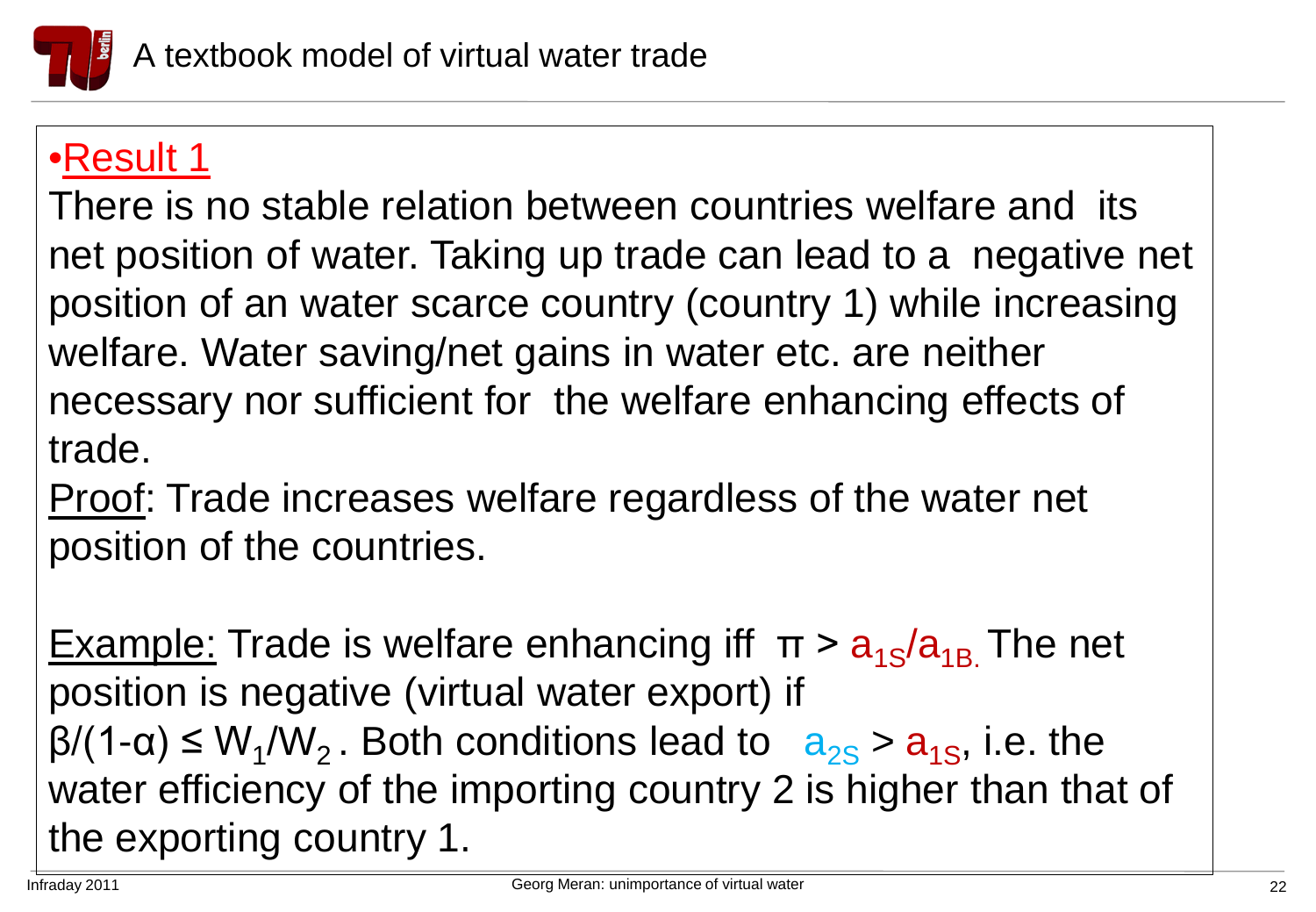# A textbook model of virtual water trade

- Result 1

There is no stable relation between countries welfare and its net position of water. Taking up trade can lead to a negative net position of an water scarce country (country 1) while increasing welfare. Water saving/net gains in water etc. are neither necessary nor sufficient for the welfare enhancing effects of trade.

Proof: Trade increases welfare regardless of the water net position of the countries.

Example: Trade is welfare enhancing iff $\pi > a_{1S}/a_{1B}$. The net position is negative (virtual water export) if $\beta/(1-\alpha) \leq W_1/W_2$. Both conditions lead to $a_{2S} > a_{1S}$, i.e. the water efficiency of the importing country 2 is higher than that of the exporting country 1.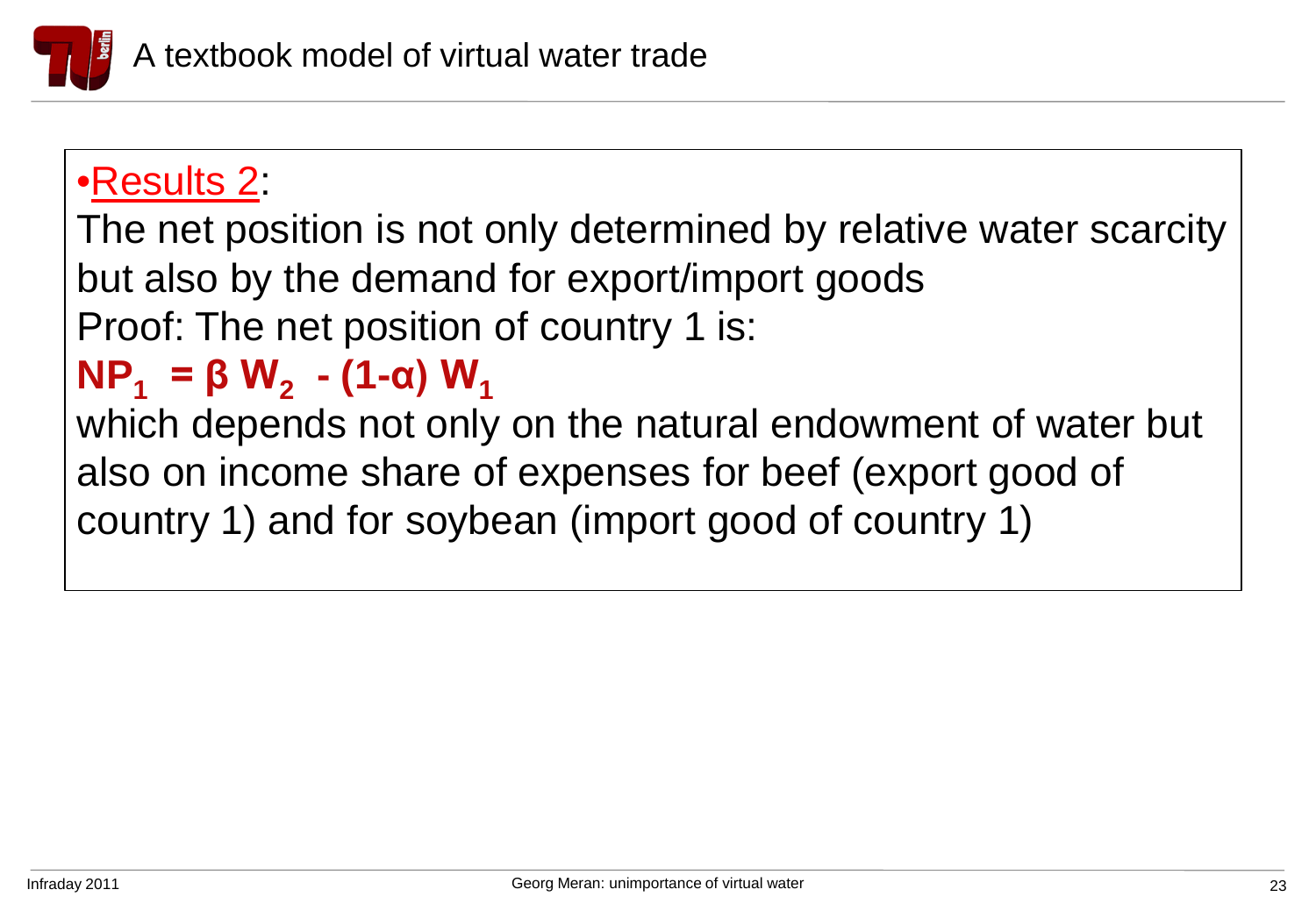# A textbook model of virtual water trade

•Results 2:

The net position is not only determined by relative water scarcity but also by the demand for export/import goods

Proof: The net position of country 1 is:

$$NP_1 = \beta W_2 - (1-\alpha) W_1$$

which depends not only on the natural endowment of water but also on income share of expenses for beef (export good of country 1) and for soybean (import good of country 1)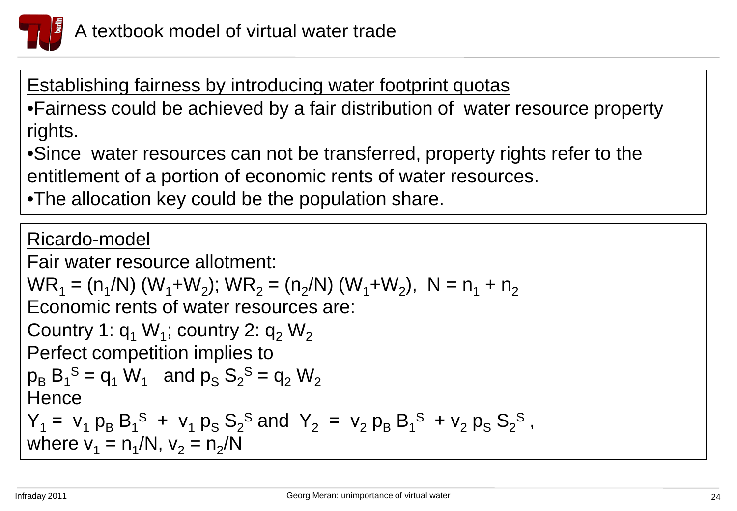# A textbook model of virtual water trade

Establishing fairness by introducing water footprint quotas

- Fairness could be achieved by a fair distribution of water resource property rights.
- Since water resources can not be transferred, property rights refer to the entitlement of a portion of economic rents of water resources.
- The allocation key could be the population share.

Ricardo-model

Fair water resource allotment:

$WR_1 = (n_1/N)(W_1+W_2)$; $WR_2 = (n_2/N)(W_1+W_2)$, $N = n_1 + n_2$

Economic rents of water resources are:

Country 1: $q_1 W_1$; country 2: $q_2 W_2$

Perfect competition implies to

$p_B B_1^S = q_1 W_1$ and $p_S S_2^S = q_2 W_2$

Hence

$Y_1 = v_1 p_B B_1^S + v_1 p_S S_2^S$ and $Y_2 = v_2 p_B B_1^S + v_2 p_S S_2^S$,

where $v_1 = n_1/N$, $v_2 = n_2/N$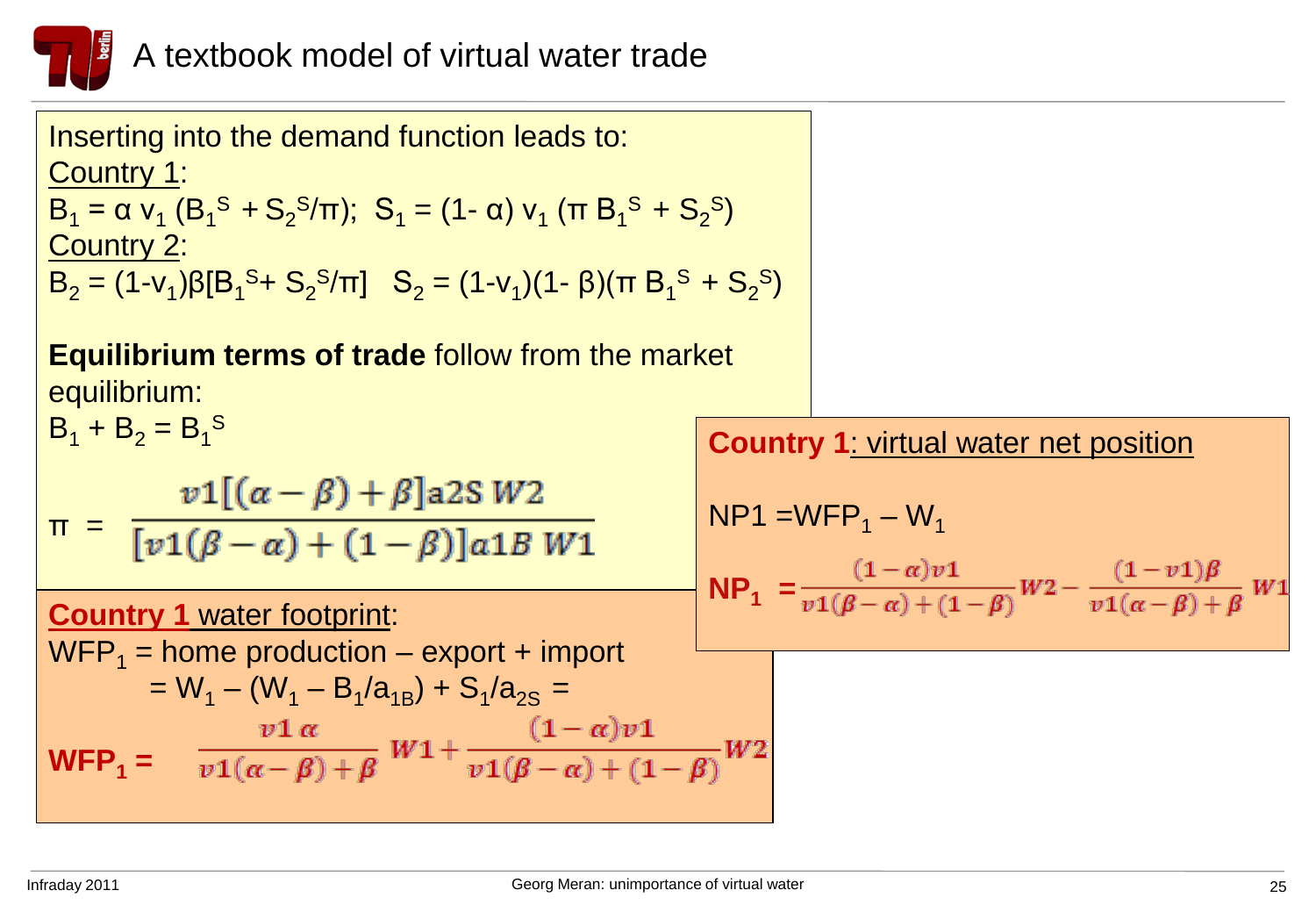# A textbook model of virtual water trade

Inserting into the demand function leads to:

Country 1:

$B_1 = \alpha\, v_1 (B_1^S + S_2^S/\pi)$; $S_1 = (1-\alpha)\, v_1 (\pi B_1^S + S_2^S)$

Country 2:

$B_2 = (1-v_1)\beta[B_1^S + S_2^S/\pi]$ $S_2 = (1-v_1)(1-\beta)(\pi B_1^S + S_2^S)$

**Equilibrium terms of trade** follow from the market equilibrium:

$B_1 + B_2 = B_1^S$

$$\pi = \frac{v1[(\alpha-\beta)+\beta]a2S\, W2}{[v1(\beta-\alpha)+(1-\beta)]a1B\, W1}$$

**Country 1** water footprint:

$WFP_1$ = home production – export + import

$= W_1 - (W_1 - B_1/a_{1B}) + S_1/a_{2S} =$

$$\mathbf{WFP_1} = \frac{v1\,\alpha}{v1(\alpha-\beta)+\beta}W1 + \frac{(1-\alpha)v1}{v1(\beta-\alpha)+(1-\beta)}W2$$

**Country 1**: virtual water net position

$NP1 = WFP_1 - W_1$

$$\mathbf{NP_1} = \frac{(1-\alpha)v1}{v1(\beta-\alpha)+(1-\beta)}W2 - \frac{(1-v1)\beta}{v1(\alpha-\beta)+\beta}W1$$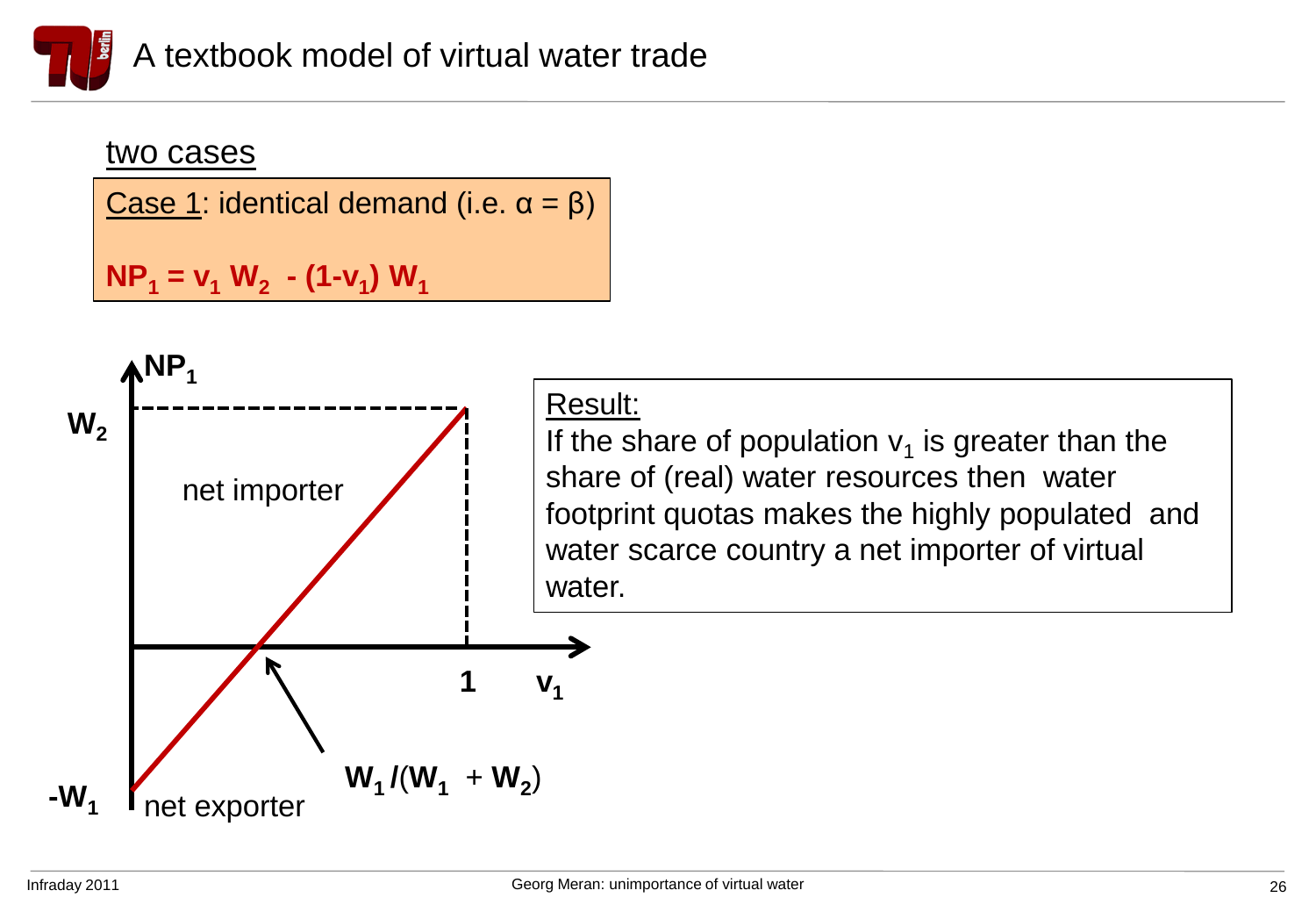# A textbook model of virtual water trade

two cases

Case 1: identical demand (i.e. $\alpha = \beta$)

$$NP_1 = v_1 W_2 - (1-v_1) W_1$$

$NP_1$

$W_2$

net importer

$-W_1$

net exporter

$W_1/(W_1 + W_2)$

1

$v_1$

Result:
If the share of population $v_1$ is greater than the share of (real) water resources then water footprint quotas makes the highly populated and water scarce country a net importer of virtual water.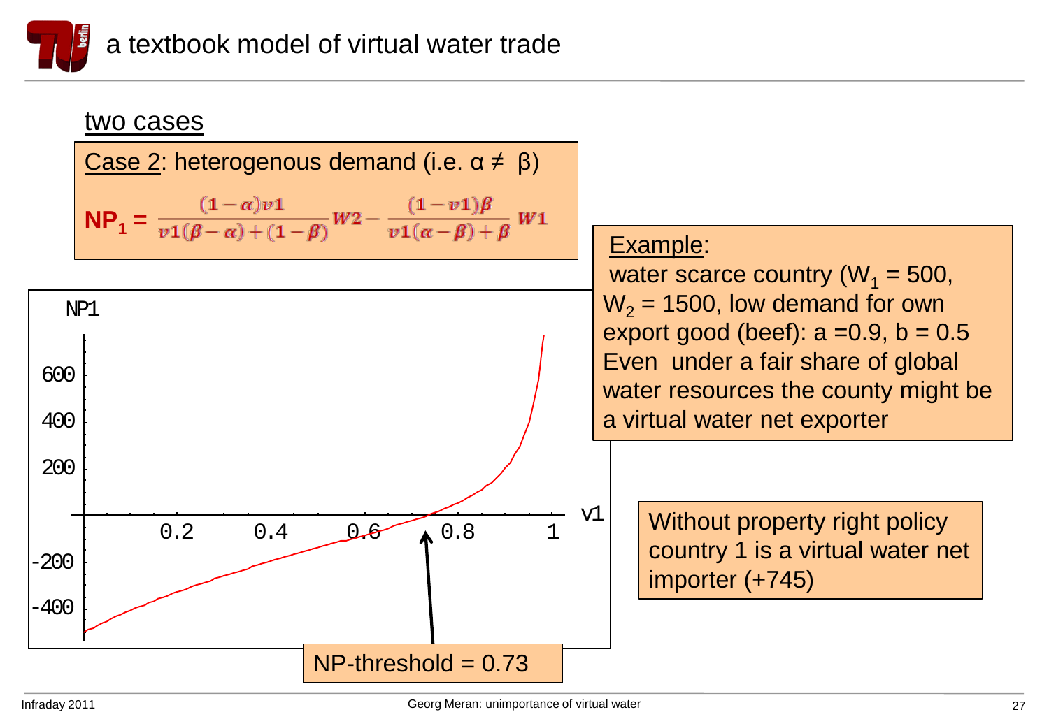# a textbook model of virtual water trade

## two cases

Case 2: heterogenous demand (i.e. α ≠ β)

$$NP_1 = \frac{(1-\alpha)v1}{v1(\beta-\alpha)+(1-\beta)}W2 - \frac{(1-v1)\beta}{v1(\alpha-\beta)+\beta}W1$$

Example: water scarce country ($W_1$ = 500, $W_2$ = 1500, low demand for own export good (beef): a =0.9, b = 0.5 Even under a fair share of global water resources the county might be a virtual water net exporter

NP1

600

400

200

-200

-400

0.2 0.4 0.6 0.8 1 v1

NP-threshold = 0.73

Without property right policy country 1 is a virtual water net importer (+745)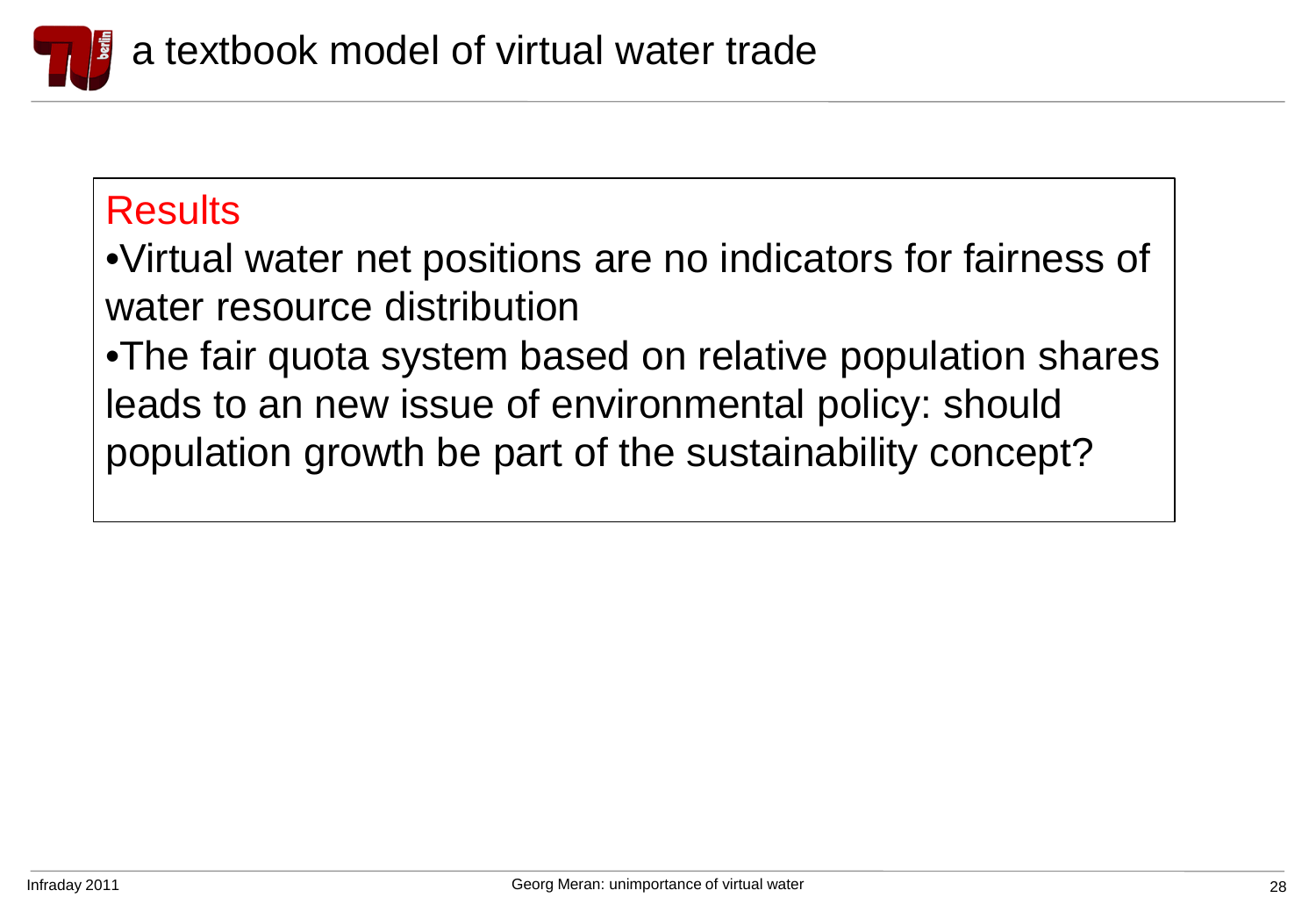# a textbook model of virtual water trade

**Results**

- Virtual water net positions are no indicators for fairness of water resource distribution
- The fair quota system based on relative population shares leads to an new issue of environmental policy: should population growth be part of the sustainability concept?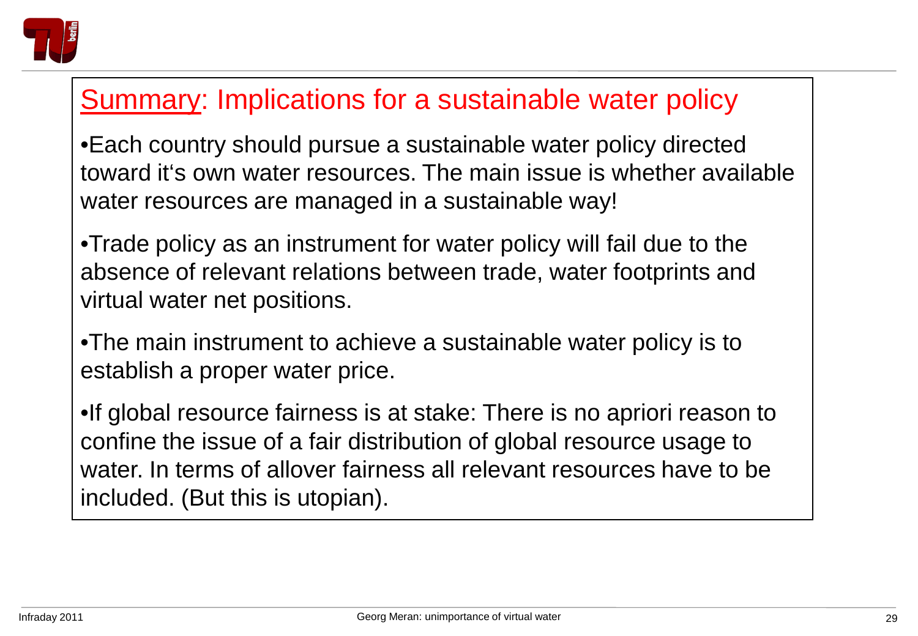## Summary: Implications for a sustainable water policy

- Each country should pursue a sustainable water policy directed toward it's own water resources. The main issue is whether available water resources are managed in a sustainable way!
- Trade policy as an instrument for water policy will fail due to the absence of relevant relations between trade, water footprints and virtual water net positions.
- The main instrument to achieve a sustainable water policy is to establish a proper water price.
- If global resource fairness is at stake: There is no apriori reason to confine the issue of a fair distribution of global resource usage to water. In terms of allover fairness all relevant resources have to be included. (But this is utopian).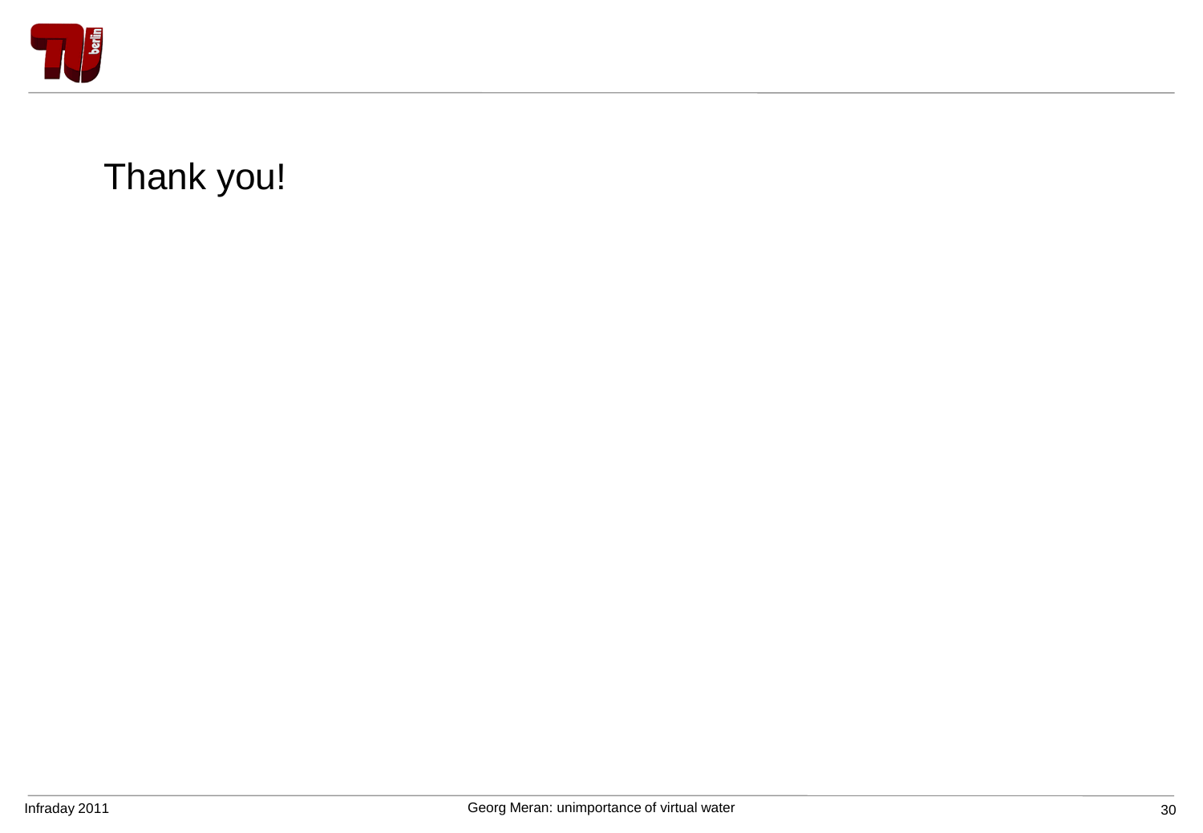Thank you!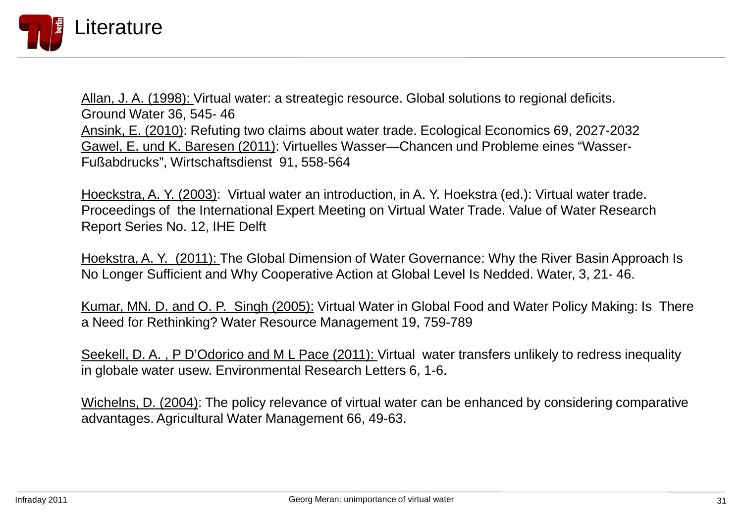# Literature

Allan, J. A. (1998): Virtual water: a streategic resource. Global solutions to regional deficits. Ground Water 36, 545- 46

Ansink, E. (2010): Refuting two claims about water trade. Ecological Economics 69, 2027-2032

Gawel, E. und K. Baresen (2011): Virtuelles Wasser—Chancen und Probleme eines “Wasser-Fußabdrucks”, Wirtschaftsdienst 91, 558-564

Hoeckstra, A. Y. (2003): Virtual water an introduction, in A. Y. Hoekstra (ed.): Virtual water trade. Proceedings of the International Expert Meeting on Virtual Water Trade. Value of Water Research Report Series No. 12, IHE Delft

Hoekstra, A. Y. (2011): The Global Dimension of Water Governance: Why the River Basin Approach Is No Longer Sufficient and Why Cooperative Action at Global Level Is Nedded. Water, 3, 21- 46.

Kumar, MN. D. and O. P. Singh (2005): Virtual Water in Global Food and Water Policy Making: Is There a Need for Rethinking? Water Resource Management 19, 759-789

Seekell, D. A. , P D’Odorico and M L Pace (2011): Virtual water transfers unlikely to redress inequality in globale water usew. Environmental Research Letters 6, 1-6.

Wichelns, D. (2004): The policy relevance of virtual water can be enhanced by considering comparative advantages. Agricultural Water Management 66, 49-63.